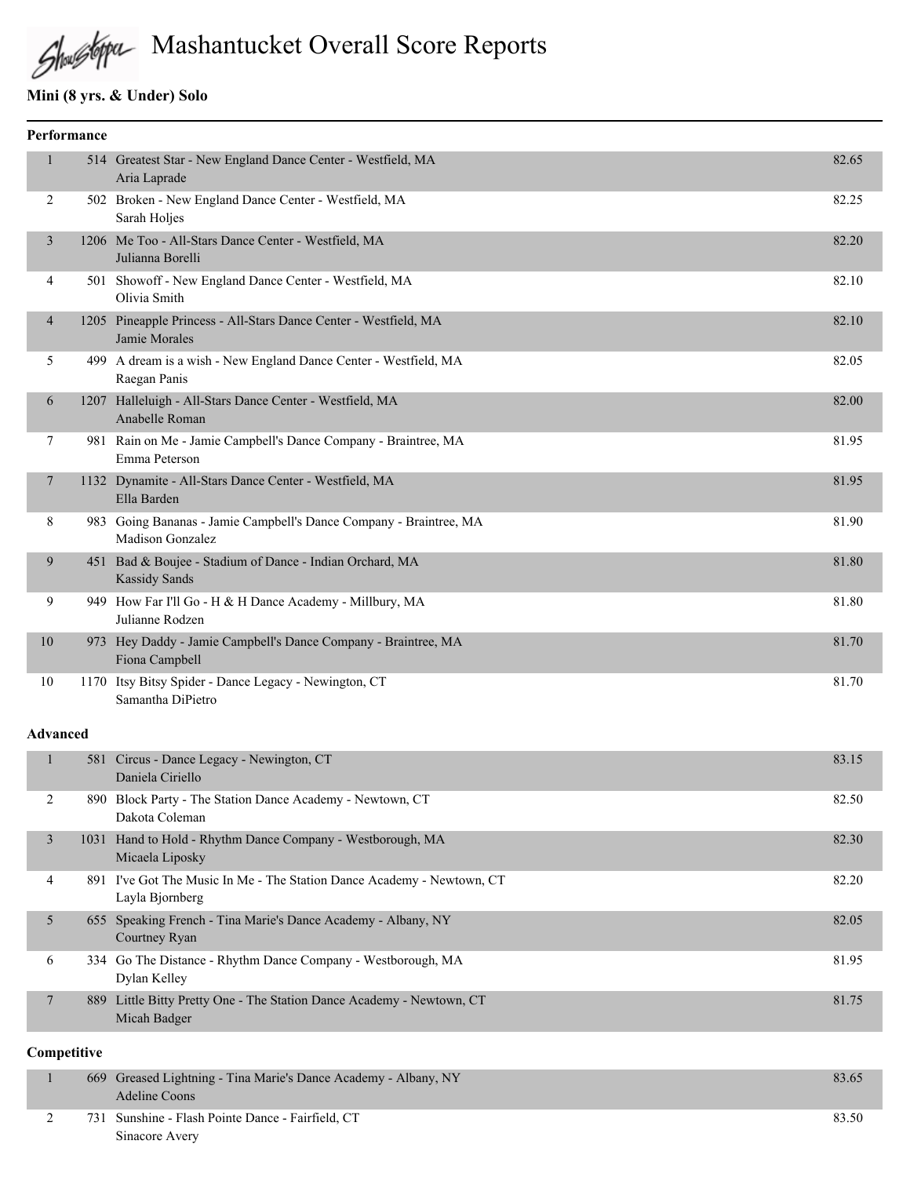# Mashantucket Overall Score Reports

## Mini (8 yrs. & Under) Solo

### Performance

| Place | Entry | Routine / Dancer | Score |
|---|---|---|---|
| 1 | 514 | Greatest Star - New England Dance Center - Westfield, MA<br>Aria Laprade | 82.65 |
| 2 | 502 | Broken - New England Dance Center - Westfield, MA<br>Sarah Holjes | 82.25 |
| 3 | 1206 | Me Too - All-Stars Dance Center - Westfield, MA<br>Julianna Borelli | 82.20 |
| 4 | 501 | Showoff - New England Dance Center - Westfield, MA<br>Olivia Smith | 82.10 |
| 4 | 1205 | Pineapple Princess - All-Stars Dance Center - Westfield, MA<br>Jamie Morales | 82.10 |
| 5 | 499 | A dream is a wish - New England Dance Center - Westfield, MA<br>Raegan Panis | 82.05 |
| 6 | 1207 | Halleluigh - All-Stars Dance Center - Westfield, MA<br>Anabelle Roman | 82.00 |
| 7 | 981 | Rain on Me - Jamie Campbell's Dance Company - Braintree, MA<br>Emma Peterson | 81.95 |
| 7 | 1132 | Dynamite - All-Stars Dance Center - Westfield, MA<br>Ella Barden | 81.95 |
| 8 | 983 | Going Bananas - Jamie Campbell's Dance Company - Braintree, MA<br>Madison Gonzalez | 81.90 |
| 9 | 451 | Bad & Boujee - Stadium of Dance - Indian Orchard, MA<br>Kassidy Sands | 81.80 |
| 9 | 949 | How Far I'll Go - H & H Dance Academy - Millbury, MA<br>Julianne Rodzen | 81.80 |
| 10 | 973 | Hey Daddy - Jamie Campbell's Dance Company - Braintree, MA<br>Fiona Campbell | 81.70 |
| 10 | 1170 | Itsy Bitsy Spider - Dance Legacy - Newington, CT<br>Samantha DiPietro | 81.70 |

### Advanced

| Place | Entry | Routine / Dancer | Score |
|---|---|---|---|
| 1 | 581 | Circus - Dance Legacy - Newington, CT<br>Daniela Ciriello | 83.15 |
| 2 | 890 | Block Party - The Station Dance Academy - Newtown, CT<br>Dakota Coleman | 82.50 |
| 3 | 1031 | Hand to Hold - Rhythm Dance Company - Westborough, MA<br>Micaela Liposky | 82.30 |
| 4 | 891 | I've Got The Music In Me - The Station Dance Academy - Newtown, CT<br>Layla Bjornberg | 82.20 |
| 5 | 655 | Speaking French - Tina Marie's Dance Academy - Albany, NY<br>Courtney Ryan | 82.05 |
| 6 | 334 | Go The Distance - Rhythm Dance Company - Westborough, MA<br>Dylan Kelley | 81.95 |
| 7 | 889 | Little Bitty Pretty One - The Station Dance Academy - Newtown, CT<br>Micah Badger | 81.75 |

### Competitive

| Place | Entry | Routine / Dancer | Score |
|---|---|---|---|
| 1 | 669 | Greased Lightning - Tina Marie's Dance Academy - Albany, NY<br>Adeline Coons | 83.65 |
| 2 | 731 | Sunshine - Flash Pointe Dance - Fairfield, CT<br>Sinacore Avery | 83.50 |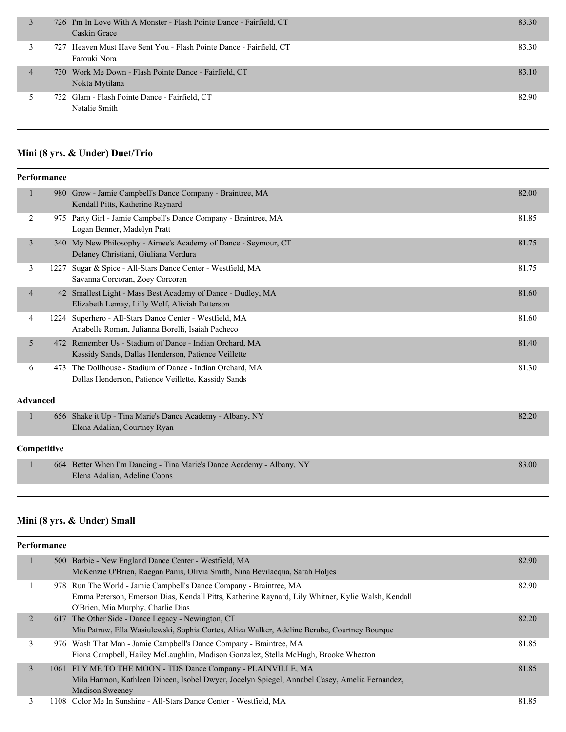| Place | No. | Routine / Studio / Dancers | Score |
|---|---|---|---|
| 3 | 726 | I'm In Love With A Monster - Flash Pointe Dance - Fairfield, CT<br>Caskin Grace | 83.30 |
| 3 | 727 | Heaven Must Have Sent You - Flash Pointe Dance - Fairfield, CT<br>Farouki Nora | 83.30 |
| 4 | 730 | Work Me Down - Flash Pointe Dance - Fairfield, CT<br>Nokta Mytilana | 83.10 |
| 5 | 732 | Glam - Flash Pointe Dance - Fairfield, CT<br>Natalie Smith | 82.90 |

## Mini (8 yrs. & Under) Duet/Trio

### Performance

| Place | No. | Routine / Studio / Dancers | Score |
|---|---|---|---|
| 1 | 980 | Grow - Jamie Campbell's Dance Company - Braintree, MA<br>Kendall Pitts, Katherine Raynard | 82.00 |
| 2 | 975 | Party Girl - Jamie Campbell's Dance Company - Braintree, MA<br>Logan Benner, Madelyn Pratt | 81.85 |
| 3 | 340 | My New Philosophy - Aimee's Academy of Dance - Seymour, CT<br>Delaney Christiani, Giuliana Verdura | 81.75 |
| 3 | 1227 | Sugar & Spice - All-Stars Dance Center - Westfield, MA<br>Savanna Corcoran, Zoey Corcoran | 81.75 |
| 4 | 42 | Smallest Light - Mass Best Academy of Dance - Dudley, MA<br>Elizabeth Lemay, Lilly Wolf, Aliviah Patterson | 81.60 |
| 4 | 1224 | Superhero - All-Stars Dance Center - Westfield, MA<br>Anabelle Roman, Julianna Borelli, Isaiah Pacheco | 81.60 |
| 5 | 472 | Remember Us - Stadium of Dance - Indian Orchard, MA<br>Kassidy Sands, Dallas Henderson, Patience Veillette | 81.40 |
| 6 | 473 | The Dollhouse - Stadium of Dance - Indian Orchard, MA<br>Dallas Henderson, Patience Veillette, Kassidy Sands | 81.30 |

### Advanced

| Place | No. | Routine / Studio / Dancers | Score |
|---|---|---|---|
| 1 | 656 | Shake it Up - Tina Marie's Dance Academy - Albany, NY<br>Elena Adalian, Courtney Ryan | 82.20 |

### Competitive

| Place | No. | Routine / Studio / Dancers | Score |
|---|---|---|---|
| 1 | 664 | Better When I'm Dancing - Tina Marie's Dance Academy - Albany, NY<br>Elena Adalian, Adeline Coons | 83.00 |

## Mini (8 yrs. & Under) Small

### Performance

| Place | No. | Routine / Studio / Dancers | Score |
|---|---|---|---|
| 1 | 500 | Barbie - New England Dance Center - Westfield, MA<br>McKenzie O'Brien, Raegan Panis, Olivia Smith, Nina Bevilacqua, Sarah Holjes | 82.90 |
| 1 | 978 | Run The World - Jamie Campbell's Dance Company - Braintree, MA<br>Emma Peterson, Emerson Dias, Kendall Pitts, Katherine Raynard, Lily Whitner, Kylie Walsh, Kendall O'Brien, Mia Murphy, Charlie Dias | 82.90 |
| 2 | 617 | The Other Side - Dance Legacy - Newington, CT<br>Mia Patraw, Ella Wasiulewski, Sophia Cortes, Aliza Walker, Adeline Berube, Courtney Bourque | 82.20 |
| 3 | 976 | Wash That Man - Jamie Campbell's Dance Company - Braintree, MA<br>Fiona Campbell, Hailey McLaughlin, Madison Gonzalez, Stella McHugh, Brooke Wheaton | 81.85 |
| 3 | 1061 | FLY ME TO THE MOON - TDS Dance Company - PLAINVILLE, MA<br>Mila Harmon, Kathleen Dineen, Isobel Dwyer, Jocelyn Spiegel, Annabel Casey, Amelia Fernandez, Madison Sweeney | 81.85 |
| 3 | 1108 | Color Me In Sunshine - All-Stars Dance Center - Westfield, MA | 81.85 |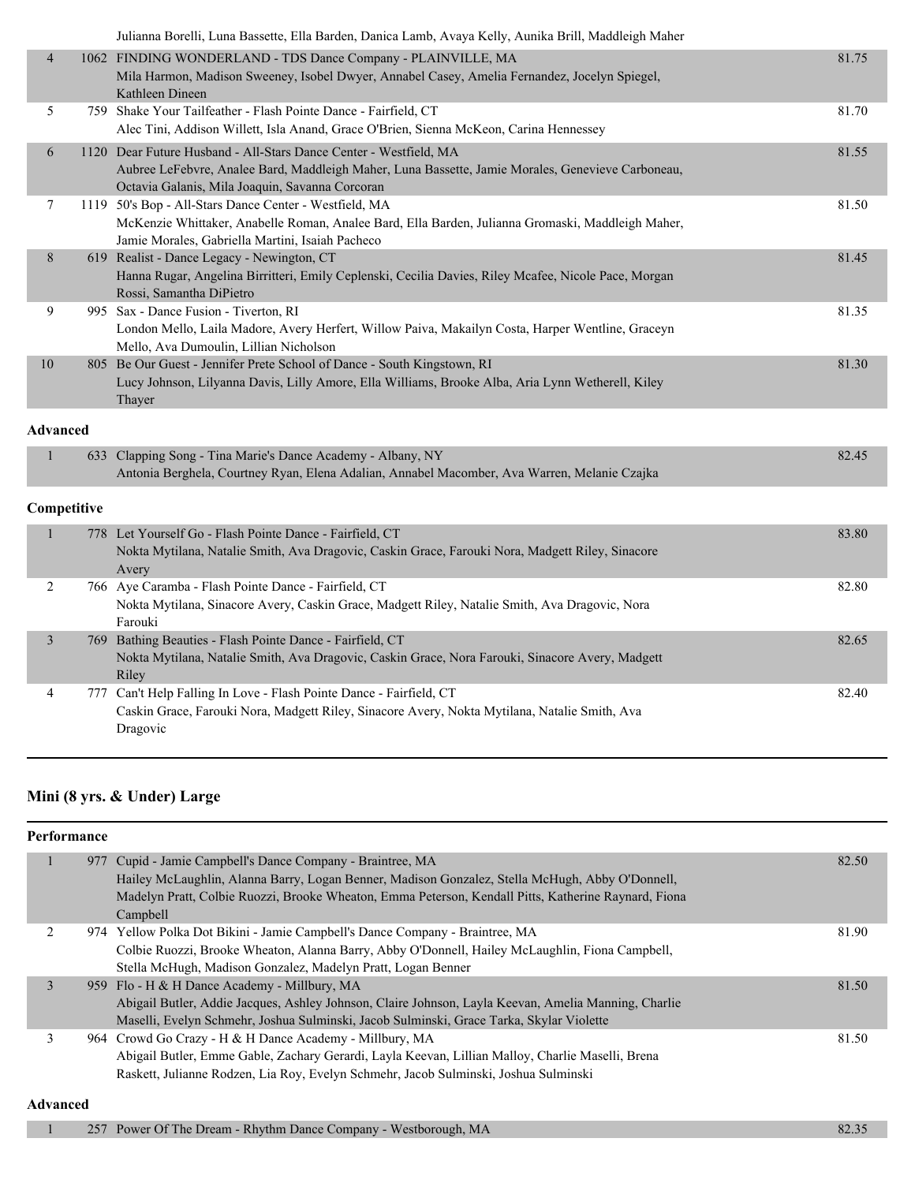| | | | |
|---|---|---|---|
| | | Julianna Borelli, Luna Bassette, Ella Barden, Danica Lamb, Avaya Kelly, Aunika Brill, Maddleigh Maher | |
| 4 | 1062 | FINDING WONDERLAND - TDS Dance Company - PLAINVILLE, MA<br>Mila Harmon, Madison Sweeney, Isobel Dwyer, Annabel Casey, Amelia Fernandez, Jocelyn Spiegel, Kathleen Dineen | 81.75 |
| 5 | 759 | Shake Your Tailfeather - Flash Pointe Dance - Fairfield, CT<br>Alec Tini, Addison Willett, Isla Anand, Grace O'Brien, Sienna McKeon, Carina Hennessey | 81.70 |
| 6 | 1120 | Dear Future Husband - All-Stars Dance Center - Westfield, MA<br>Aubree LeFebvre, Analee Bard, Maddleigh Maher, Luna Bassette, Jamie Morales, Genevieve Carboneau, Octavia Galanis, Mila Joaquin, Savanna Corcoran | 81.55 |
| 7 | 1119 | 50's Bop - All-Stars Dance Center - Westfield, MA<br>McKenzie Whittaker, Anabelle Roman, Analee Bard, Ella Barden, Julianna Gromaski, Maddleigh Maher, Jamie Morales, Gabriella Martini, Isaiah Pacheco | 81.50 |
| 8 | 619 | Realist - Dance Legacy - Newington, CT<br>Hanna Rugar, Angelina Birritteri, Emily Ceplenski, Cecilia Davies, Riley Mcafee, Nicole Pace, Morgan Rossi, Samantha DiPietro | 81.45 |
| 9 | 995 | Sax - Dance Fusion - Tiverton, RI<br>London Mello, Laila Madore, Avery Herfert, Willow Paiva, Makailyn Costa, Harper Wentline, Graceyn Mello, Ava Dumoulin, Lillian Nicholson | 81.35 |
| 10 | 805 | Be Our Guest - Jennifer Prete School of Dance - South Kingstown, RI<br>Lucy Johnson, Lilyanna Davis, Lilly Amore, Ella Williams, Brooke Alba, Aria Lynn Wetherell, Kiley Thayer | 81.30 |

**Advanced**

| | | | |
|---|---|---|---|
| 1 | 633 | Clapping Song - Tina Marie's Dance Academy - Albany, NY<br>Antonia Berghela, Courtney Ryan, Elena Adalian, Annabel Macomber, Ava Warren, Melanie Czajka | 82.45 |

**Competitive**

| | | | |
|---|---|---|---|
| 1 | 778 | Let Yourself Go - Flash Pointe Dance - Fairfield, CT<br>Nokta Mytilana, Natalie Smith, Ava Dragovic, Caskin Grace, Farouki Nora, Madgett Riley, Sinacore Avery | 83.80 |
| 2 | 766 | Aye Caramba - Flash Pointe Dance - Fairfield, CT<br>Nokta Mytilana, Sinacore Avery, Caskin Grace, Madgett Riley, Natalie Smith, Ava Dragovic, Nora Farouki | 82.80 |
| 3 | 769 | Bathing Beauties - Flash Pointe Dance - Fairfield, CT<br>Nokta Mytilana, Natalie Smith, Ava Dragovic, Caskin Grace, Nora Farouki, Sinacore Avery, Madgett Riley | 82.65 |
| 4 | 777 | Can't Help Falling In Love - Flash Pointe Dance - Fairfield, CT<br>Caskin Grace, Farouki Nora, Madgett Riley, Sinacore Avery, Nokta Mytilana, Natalie Smith, Ava Dragovic | 82.40 |

## Mini (8 yrs. & Under) Large

**Performance**

| | | | |
|---|---|---|---|
| 1 | 977 | Cupid - Jamie Campbell's Dance Company - Braintree, MA<br>Hailey McLaughlin, Alanna Barry, Logan Benner, Madison Gonzalez, Stella McHugh, Abby O'Donnell, Madelyn Pratt, Colbie Ruozzi, Brooke Wheaton, Emma Peterson, Kendall Pitts, Katherine Raynard, Fiona Campbell | 82.50 |
| 2 | 974 | Yellow Polka Dot Bikini - Jamie Campbell's Dance Company - Braintree, MA<br>Colbie Ruozzi, Brooke Wheaton, Alanna Barry, Abby O'Donnell, Hailey McLaughlin, Fiona Campbell, Stella McHugh, Madison Gonzalez, Madelyn Pratt, Logan Benner | 81.90 |
| 3 | 959 | Flo - H & H Dance Academy - Millbury, MA<br>Abigail Butler, Addie Jacques, Ashley Johnson, Claire Johnson, Layla Keevan, Amelia Manning, Charlie Maselli, Evelyn Schmehr, Joshua Sulminski, Jacob Sulminski, Grace Tarka, Skylar Violette | 81.50 |
| 3 | 964 | Crowd Go Crazy - H & H Dance Academy - Millbury, MA<br>Abigail Butler, Emme Gable, Zachary Gerardi, Layla Keevan, Lillian Malloy, Charlie Maselli, Brena Raskett, Julianne Rodzen, Lia Roy, Evelyn Schmehr, Jacob Sulminski, Joshua Sulminski | 81.50 |

**Advanced**

| | | | |
|---|---|---|---|
| 1 | 257 | Power Of The Dream - Rhythm Dance Company - Westborough, MA | 82.35 |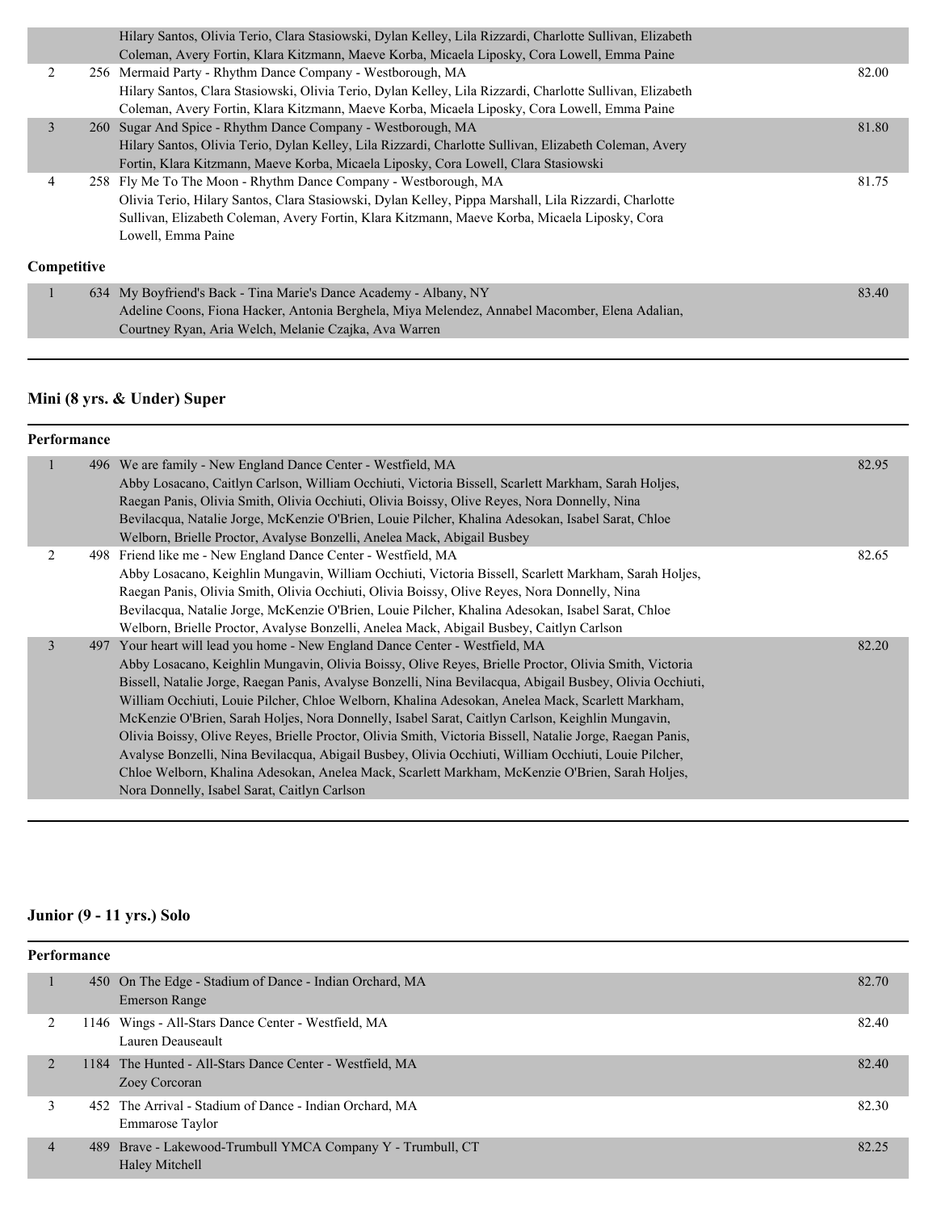| | | | |
|---|---|---|---|
| | | Hilary Santos, Olivia Terio, Clara Stasiowski, Dylan Kelley, Lila Rizzardi, Charlotte Sullivan, Elizabeth Coleman, Avery Fortin, Klara Kitzmann, Maeve Korba, Micaela Liposky, Cora Lowell, Emma Paine | |
| 2 | 256 | Mermaid Party - Rhythm Dance Company - Westborough, MA<br>Hilary Santos, Clara Stasiowski, Olivia Terio, Dylan Kelley, Lila Rizzardi, Charlotte Sullivan, Elizabeth Coleman, Avery Fortin, Klara Kitzmann, Maeve Korba, Micaela Liposky, Cora Lowell, Emma Paine | 82.00 |
| 3 | 260 | Sugar And Spice - Rhythm Dance Company - Westborough, MA<br>Hilary Santos, Olivia Terio, Dylan Kelley, Lila Rizzardi, Charlotte Sullivan, Elizabeth Coleman, Avery Fortin, Klara Kitzmann, Maeve Korba, Micaela Liposky, Cora Lowell, Clara Stasiowski | 81.80 |
| 4 | 258 | Fly Me To The Moon - Rhythm Dance Company - Westborough, MA<br>Olivia Terio, Hilary Santos, Clara Stasiowski, Dylan Kelley, Pippa Marshall, Lila Rizzardi, Charlotte Sullivan, Elizabeth Coleman, Avery Fortin, Klara Kitzmann, Maeve Korba, Micaela Liposky, Cora Lowell, Emma Paine | 81.75 |

**Competitive**

| | | | |
|---|---|---|---|
| 1 | 634 | My Boyfriend's Back - Tina Marie's Dance Academy - Albany, NY<br>Adeline Coons, Fiona Hacker, Antonia Berghela, Miya Melendez, Annabel Macomber, Elena Adalian, Courtney Ryan, Aria Welch, Melanie Czajka, Ava Warren | 83.40 |

## Mini (8 yrs. & Under) Super

**Performance**

| | | | |
|---|---|---|---|
| 1 | 496 | We are family - New England Dance Center - Westfield, MA<br>Abby Losacano, Caitlyn Carlson, William Occhiuti, Victoria Bissell, Scarlett Markham, Sarah Holjes, Raegan Panis, Olivia Smith, Olivia Occhiuti, Olivia Boissy, Olive Reyes, Nora Donnelly, Nina Bevilacqua, Natalie Jorge, McKenzie O'Brien, Louie Pilcher, Khalina Adesokan, Isabel Sarat, Chloe Welborn, Brielle Proctor, Avalyse Bonzelli, Anelea Mack, Abigail Busbey | 82.95 |
| 2 | 498 | Friend like me - New England Dance Center - Westfield, MA<br>Abby Losacano, Keighlin Mungavin, William Occhiuti, Victoria Bissell, Scarlett Markham, Sarah Holjes, Raegan Panis, Olivia Smith, Olivia Occhiuti, Olivia Boissy, Olive Reyes, Nora Donnelly, Nina Bevilacqua, Natalie Jorge, McKenzie O'Brien, Louie Pilcher, Khalina Adesokan, Isabel Sarat, Chloe Welborn, Brielle Proctor, Avalyse Bonzelli, Anelea Mack, Abigail Busbey, Caitlyn Carlson | 82.65 |
| 3 | 497 | Your heart will lead you home - New England Dance Center - Westfield, MA<br>Abby Losacano, Keighlin Mungavin, Olivia Boissy, Olive Reyes, Brielle Proctor, Olivia Smith, Victoria Bissell, Natalie Jorge, Raegan Panis, Avalyse Bonzelli, Nina Bevilacqua, Abigail Busbey, Olivia Occhiuti, William Occhiuti, Louie Pilcher, Chloe Welborn, Khalina Adesokan, Anelea Mack, Scarlett Markham, McKenzie O'Brien, Sarah Holjes, Nora Donnelly, Isabel Sarat, Caitlyn Carlson, Keighlin Mungavin, Olivia Boissy, Olive Reyes, Brielle Proctor, Olivia Smith, Victoria Bissell, Natalie Jorge, Raegan Panis, Avalyse Bonzelli, Nina Bevilacqua, Abigail Busbey, Olivia Occhiuti, William Occhiuti, Louie Pilcher, Chloe Welborn, Khalina Adesokan, Anelea Mack, Scarlett Markham, McKenzie O'Brien, Sarah Holjes, Nora Donnelly, Isabel Sarat, Caitlyn Carlson | 82.20 |

## Junior (9 - 11 yrs.) Solo

**Performance**

| | | | |
|---|---|---|---|
| 1 | 450 | On The Edge - Stadium of Dance - Indian Orchard, MA<br>Emerson Range | 82.70 |
| 2 | 1146 | Wings - All-Stars Dance Center - Westfield, MA<br>Lauren Deauseault | 82.40 |
| 2 | 1184 | The Hunted - All-Stars Dance Center - Westfield, MA<br>Zoey Corcoran | 82.40 |
| 3 | 452 | The Arrival - Stadium of Dance - Indian Orchard, MA<br>Emmarose Taylor | 82.30 |
| 4 | 489 | Brave - Lakewood-Trumbull YMCA Company Y - Trumbull, CT<br>Haley Mitchell | 82.25 |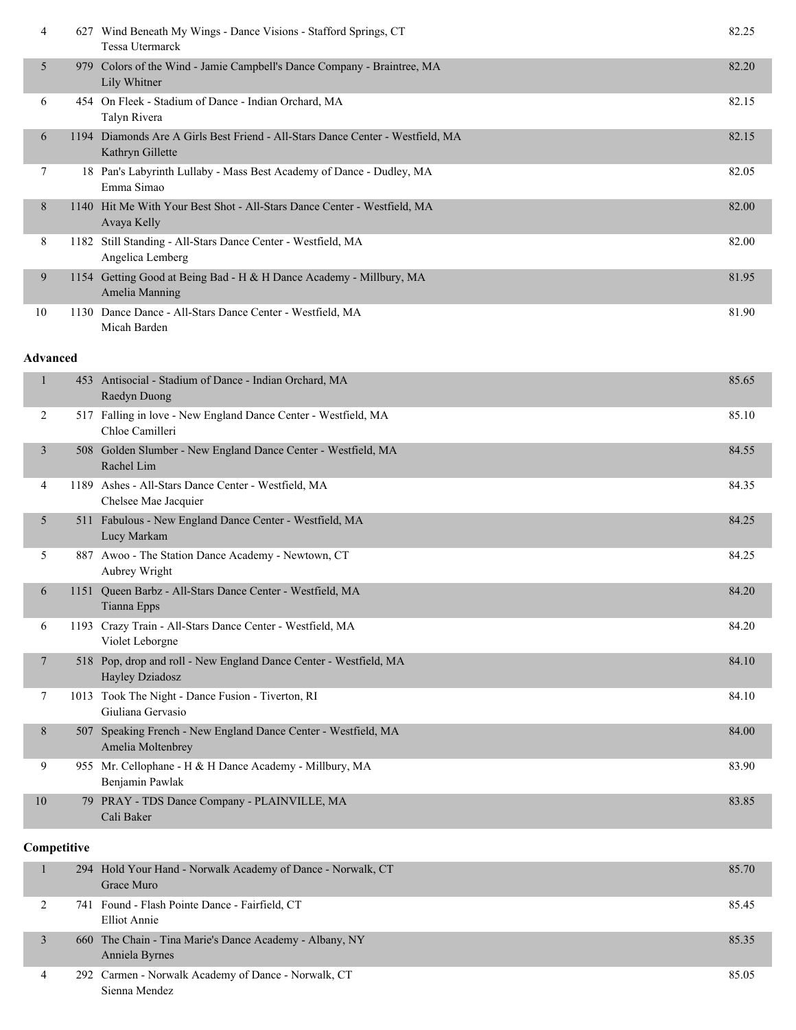| Place | No. | Routine | Score |
|---|---|---|---|
| 4 | 627 | Wind Beneath My Wings - Dance Visions - Stafford Springs, CT<br>Tessa Utermarck | 82.25 |
| 5 | 979 | Colors of the Wind - Jamie Campbell's Dance Company - Braintree, MA<br>Lily Whitner | 82.20 |
| 6 | 454 | On Fleek - Stadium of Dance - Indian Orchard, MA<br>Talyn Rivera | 82.15 |
| 6 | 1194 | Diamonds Are A Girls Best Friend - All-Stars Dance Center - Westfield, MA<br>Kathryn Gillette | 82.15 |
| 7 | 18 | Pan's Labyrinth Lullaby - Mass Best Academy of Dance - Dudley, MA<br>Emma Simao | 82.05 |
| 8 | 1140 | Hit Me With Your Best Shot - All-Stars Dance Center - Westfield, MA<br>Avaya Kelly | 82.00 |
| 8 | 1182 | Still Standing - All-Stars Dance Center - Westfield, MA<br>Angelica Lemberg | 82.00 |
| 9 | 1154 | Getting Good at Being Bad - H & H Dance Academy - Millbury, MA<br>Amelia Manning | 81.95 |
| 10 | 1130 | Dance Dance - All-Stars Dance Center - Westfield, MA<br>Micah Barden | 81.90 |

**Advanced**

| Place | No. | Routine | Score |
|---|---|---|---|
| 1 | 453 | Antisocial - Stadium of Dance - Indian Orchard, MA<br>Raedyn Duong | 85.65 |
| 2 | 517 | Falling in love - New England Dance Center - Westfield, MA<br>Chloe Camilleri | 85.10 |
| 3 | 508 | Golden Slumber - New England Dance Center - Westfield, MA<br>Rachel Lim | 84.55 |
| 4 | 1189 | Ashes - All-Stars Dance Center - Westfield, MA<br>Chelsee Mae Jacquier | 84.35 |
| 5 | 511 | Fabulous - New England Dance Center - Westfield, MA<br>Lucy Markam | 84.25 |
| 5 | 887 | Awoo - The Station Dance Academy - Newtown, CT<br>Aubrey Wright | 84.25 |
| 6 | 1151 | Queen Barbz - All-Stars Dance Center - Westfield, MA<br>Tianna Epps | 84.20 |
| 6 | 1193 | Crazy Train - All-Stars Dance Center - Westfield, MA<br>Violet Leborgne | 84.20 |
| 7 | 518 | Pop, drop and roll - New England Dance Center - Westfield, MA<br>Hayley Dziadosz | 84.10 |
| 7 | 1013 | Took The Night - Dance Fusion - Tiverton, RI<br>Giuliana Gervasio | 84.10 |
| 8 | 507 | Speaking French - New England Dance Center - Westfield, MA<br>Amelia Moltenbrey | 84.00 |
| 9 | 955 | Mr. Cellophane - H & H Dance Academy - Millbury, MA<br>Benjamin Pawlak | 83.90 |
| 10 | 79 | PRAY - TDS Dance Company - PLAINVILLE, MA<br>Cali Baker | 83.85 |

**Competitive**

| Place | No. | Routine | Score |
|---|---|---|---|
| 1 | 294 | Hold Your Hand - Norwalk Academy of Dance - Norwalk, CT<br>Grace Muro | 85.70 |
| 2 | 741 | Found - Flash Pointe Dance - Fairfield, CT<br>Elliot Annie | 85.45 |
| 3 | 660 | The Chain - Tina Marie's Dance Academy - Albany, NY<br>Anniela Byrnes | 85.35 |
| 4 | 292 | Carmen - Norwalk Academy of Dance - Norwalk, CT<br>Sienna Mendez | 85.05 |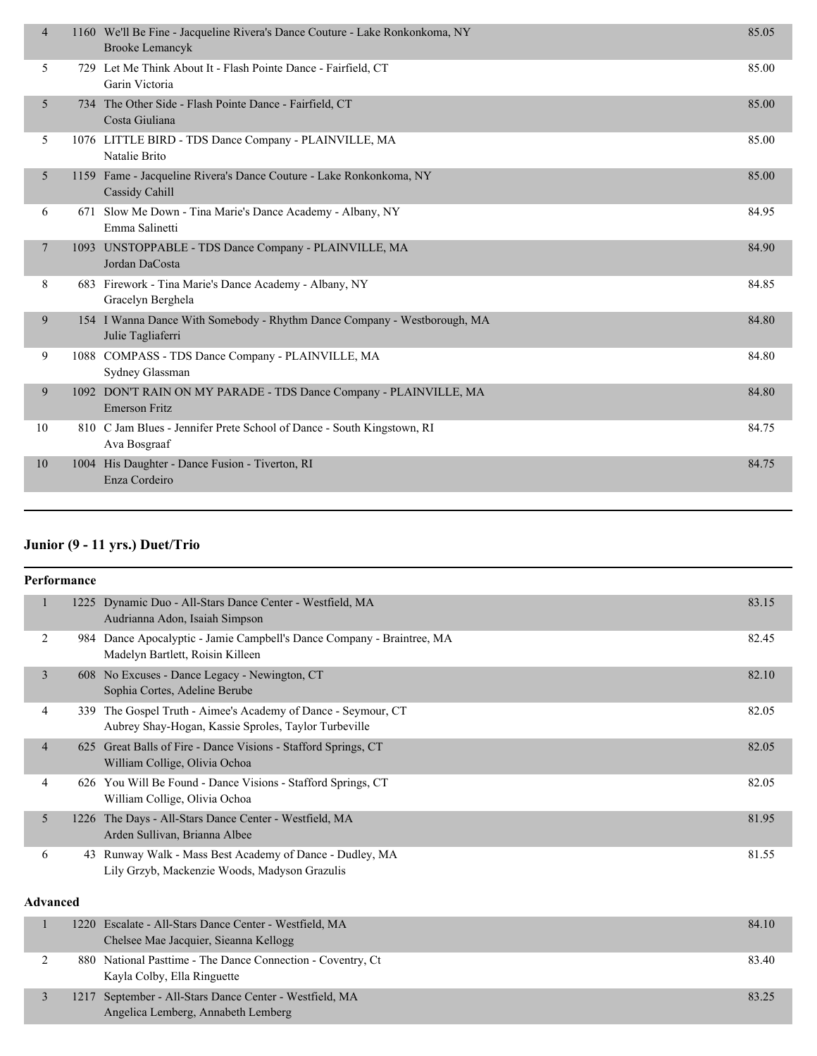| Place | # | Entry | Score |
|---|---|---|---|
| 4 | 1160 | We'll Be Fine - Jacqueline Rivera's Dance Couture - Lake Ronkonkoma, NY<br>Brooke Lemancyk | 85.05 |
| 5 | 729 | Let Me Think About It - Flash Pointe Dance - Fairfield, CT<br>Garin Victoria | 85.00 |
| 5 | 734 | The Other Side - Flash Pointe Dance - Fairfield, CT<br>Costa Giuliana | 85.00 |
| 5 | 1076 | LITTLE BIRD - TDS Dance Company - PLAINVILLE, MA<br>Natalie Brito | 85.00 |
| 5 | 1159 | Fame - Jacqueline Rivera's Dance Couture - Lake Ronkonkoma, NY<br>Cassidy Cahill | 85.00 |
| 6 | 671 | Slow Me Down - Tina Marie's Dance Academy - Albany, NY<br>Emma Salinetti | 84.95 |
| 7 | 1093 | UNSTOPPABLE - TDS Dance Company - PLAINVILLE, MA<br>Jordan DaCosta | 84.90 |
| 8 | 683 | Firework - Tina Marie's Dance Academy - Albany, NY<br>Gracelyn Berghela | 84.85 |
| 9 | 154 | I Wanna Dance With Somebody - Rhythm Dance Company - Westborough, MA<br>Julie Tagliaferri | 84.80 |
| 9 | 1088 | COMPASS - TDS Dance Company - PLAINVILLE, MA<br>Sydney Glassman | 84.80 |
| 9 | 1092 | DON'T RAIN ON MY PARADE - TDS Dance Company - PLAINVILLE, MA<br>Emerson Fritz | 84.80 |
| 10 | 810 | C Jam Blues - Jennifer Prete School of Dance - South Kingstown, RI<br>Ava Bosgraaf | 84.75 |
| 10 | 1004 | His Daughter - Dance Fusion - Tiverton, RI<br>Enza Cordeiro | 84.75 |

## Junior (9 - 11 yrs.) Duet/Trio

**Performance**

| Place | # | Entry | Score |
|---|---|---|---|
| 1 | 1225 | Dynamic Duo - All-Stars Dance Center - Westfield, MA<br>Audrianna Adon, Isaiah Simpson | 83.15 |
| 2 | 984 | Dance Apocalyptic - Jamie Campbell's Dance Company - Braintree, MA<br>Madelyn Bartlett, Roisin Killeen | 82.45 |
| 3 | 608 | No Excuses - Dance Legacy - Newington, CT<br>Sophia Cortes, Adeline Berube | 82.10 |
| 4 | 339 | The Gospel Truth - Aimee's Academy of Dance - Seymour, CT<br>Aubrey Shay-Hogan, Kassie Sproles, Taylor Turbeville | 82.05 |
| 4 | 625 | Great Balls of Fire - Dance Visions - Stafford Springs, CT<br>William Collige, Olivia Ochoa | 82.05 |
| 4 | 626 | You Will Be Found - Dance Visions - Stafford Springs, CT<br>William Collige, Olivia Ochoa | 82.05 |
| 5 | 1226 | The Days - All-Stars Dance Center - Westfield, MA<br>Arden Sullivan, Brianna Albee | 81.95 |
| 6 | 43 | Runway Walk - Mass Best Academy of Dance - Dudley, MA<br>Lily Grzyb, Mackenzie Woods, Madyson Grazulis | 81.55 |

**Advanced**

| Place | # | Entry | Score |
|---|---|---|---|
| 1 | 1220 | Escalate - All-Stars Dance Center - Westfield, MA<br>Chelsee Mae Jacquier, Sieanna Kellogg | 84.10 |
| 2 | 880 | National Pasttime - The Dance Connection - Coventry, Ct<br>Kayla Colby, Ella Ringuette | 83.40 |
| 3 | 1217 | September - All-Stars Dance Center - Westfield, MA<br>Angelica Lemberg, Annabeth Lemberg | 83.25 |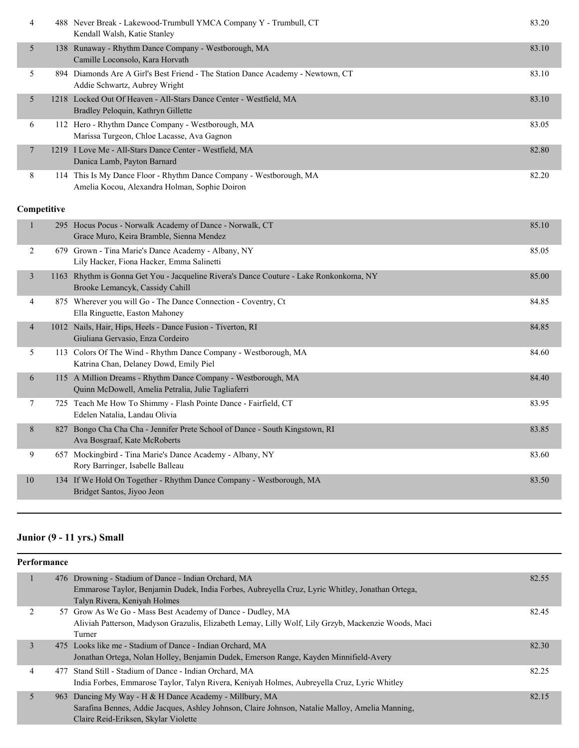| Place | No. | Entry | Score |
|---|---|---|---|
| 4 | 488 | Never Break - Lakewood-Trumbull YMCA Company Y - Trumbull, CT<br>Kendall Walsh, Katie Stanley | 83.20 |
| 5 | 138 | Runaway - Rhythm Dance Company - Westborough, MA<br>Camille Loconsolo, Kara Horvath | 83.10 |
| 5 | 894 | Diamonds Are A Girl's Best Friend - The Station Dance Academy - Newtown, CT<br>Addie Schwartz, Aubrey Wright | 83.10 |
| 5 | 1218 | Locked Out Of Heaven - All-Stars Dance Center - Westfield, MA<br>Bradley Peloquin, Kathryn Gillette | 83.10 |
| 6 | 112 | Hero - Rhythm Dance Company - Westborough, MA<br>Marissa Turgeon, Chloe Lacasse, Ava Gagnon | 83.05 |
| 7 | 1219 | I Love Me - All-Stars Dance Center - Westfield, MA<br>Danica Lamb, Payton Barnard | 82.80 |
| 8 | 114 | This Is My Dance Floor - Rhythm Dance Company - Westborough, MA<br>Amelia Kocou, Alexandra Holman, Sophie Doiron | 82.20 |

**Competitive**

| Place | No. | Entry | Score |
|---|---|---|---|
| 1 | 295 | Hocus Pocus - Norwalk Academy of Dance - Norwalk, CT<br>Grace Muro, Keira Bramble, Sienna Mendez | 85.10 |
| 2 | 679 | Grown - Tina Marie's Dance Academy - Albany, NY<br>Lily Hacker, Fiona Hacker, Emma Salinetti | 85.05 |
| 3 | 1163 | Rhythm is Gonna Get You - Jacqueline Rivera's Dance Couture - Lake Ronkonkoma, NY<br>Brooke Lemancyk, Cassidy Cahill | 85.00 |
| 4 | 875 | Wherever you will Go - The Dance Connection - Coventry, Ct<br>Ella Ringuette, Easton Mahoney | 84.85 |
| 4 | 1012 | Nails, Hair, Hips, Heels - Dance Fusion - Tiverton, RI<br>Giuliana Gervasio, Enza Cordeiro | 84.85 |
| 5 | 113 | Colors Of The Wind - Rhythm Dance Company - Westborough, MA<br>Katrina Chan, Delaney Dowd, Emily Piel | 84.60 |
| 6 | 115 | A Million Dreams - Rhythm Dance Company - Westborough, MA<br>Quinn McDowell, Amelia Petralia, Julie Tagliaferri | 84.40 |
| 7 | 725 | Teach Me How To Shimmy - Flash Pointe Dance - Fairfield, CT<br>Edelen Natalia, Landau Olivia | 83.95 |
| 8 | 827 | Bongo Cha Cha Cha - Jennifer Prete School of Dance - South Kingstown, RI<br>Ava Bosgraaf, Kate McRoberts | 83.85 |
| 9 | 657 | Mockingbird - Tina Marie's Dance Academy - Albany, NY<br>Rory Barringer, Isabelle Balleau | 83.60 |
| 10 | 134 | If We Hold On Together - Rhythm Dance Company - Westborough, MA<br>Bridget Santos, Jiyoo Jeon | 83.50 |

## Junior (9 - 11 yrs.) Small

**Performance**

| Place | No. | Entry | Score |
|---|---|---|---|
| 1 | 476 | Drowning - Stadium of Dance - Indian Orchard, MA<br>Emmarose Taylor, Benjamin Dudek, India Forbes, Aubreyella Cruz, Lyric Whitley, Jonathan Ortega, Talyn Rivera, Keniyah Holmes | 82.55 |
| 2 | 57 | Grow As We Go - Mass Best Academy of Dance - Dudley, MA<br>Aliviah Patterson, Madyson Grazulis, Elizabeth Lemay, Lilly Wolf, Lily Grzyb, Mackenzie Woods, Maci Turner | 82.45 |
| 3 | 475 | Looks like me - Stadium of Dance - Indian Orchard, MA<br>Jonathan Ortega, Nolan Holley, Benjamin Dudek, Emerson Range, Kayden Minnifield-Avery | 82.30 |
| 4 | 477 | Stand Still - Stadium of Dance - Indian Orchard, MA<br>India Forbes, Emmarose Taylor, Talyn Rivera, Keniyah Holmes, Aubreyella Cruz, Lyric Whitley | 82.25 |
| 5 | 963 | Dancing My Way - H & H Dance Academy - Millbury, MA<br>Sarafina Bennes, Addie Jacques, Ashley Johnson, Claire Johnson, Natalie Malloy, Amelia Manning, Claire Reid-Eriksen, Skylar Violette | 82.15 |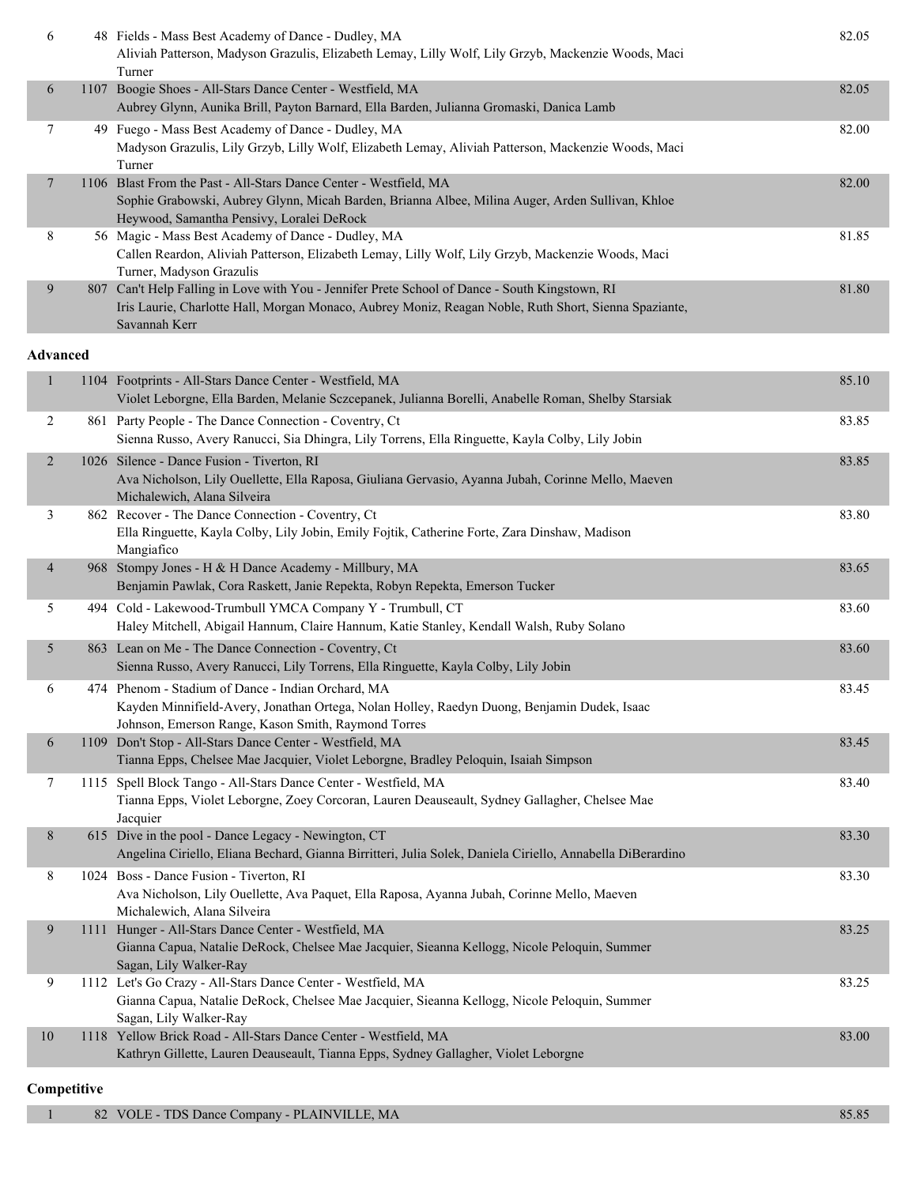| Place | # | Entry | Score |
|---|---|---|---|
| 6 | 48 | Fields - Mass Best Academy of Dance - Dudley, MA<br>Aliviah Patterson, Madyson Grazulis, Elizabeth Lemay, Lilly Wolf, Lily Grzyb, Mackenzie Woods, Maci Turner | 82.05 |
| 6 | 1107 | Boogie Shoes - All-Stars Dance Center - Westfield, MA<br>Aubrey Glynn, Aunika Brill, Payton Barnard, Ella Barden, Julianna Gromaski, Danica Lamb | 82.05 |
| 7 | 49 | Fuego - Mass Best Academy of Dance - Dudley, MA<br>Madyson Grazulis, Lily Grzyb, Lilly Wolf, Elizabeth Lemay, Aliviah Patterson, Mackenzie Woods, Maci Turner | 82.00 |
| 7 | 1106 | Blast From the Past - All-Stars Dance Center - Westfield, MA<br>Sophie Grabowski, Aubrey Glynn, Micah Barden, Brianna Albee, Milina Auger, Arden Sullivan, Khloe Heywood, Samantha Pensivy, Loralei DeRock | 82.00 |
| 8 | 56 | Magic - Mass Best Academy of Dance - Dudley, MA<br>Callen Reardon, Aliviah Patterson, Elizabeth Lemay, Lilly Wolf, Lily Grzyb, Mackenzie Woods, Maci Turner, Madyson Grazulis | 81.85 |
| 9 | 807 | Can't Help Falling in Love with You - Jennifer Prete School of Dance - South Kingstown, RI<br>Iris Laurie, Charlotte Hall, Morgan Monaco, Aubrey Moniz, Reagan Noble, Ruth Short, Sienna Spaziante, Savannah Kerr | 81.80 |

**Advanced**

| Place | # | Entry | Score |
|---|---|---|---|
| 1 | 1104 | Footprints - All-Stars Dance Center - Westfield, MA<br>Violet Leborgne, Ella Barden, Melanie Sczcepanek, Julianna Borelli, Anabelle Roman, Shelby Starsiak | 85.10 |
| 2 | 861 | Party People - The Dance Connection - Coventry, Ct<br>Sienna Russo, Avery Ranucci, Sia Dhingra, Lily Torrens, Ella Ringuette, Kayla Colby, Lily Jobin | 83.85 |
| 2 | 1026 | Silence - Dance Fusion - Tiverton, RI<br>Ava Nicholson, Lily Ouellette, Ella Raposa, Giuliana Gervasio, Ayanna Jubah, Corinne Mello, Maeven Michalewich, Alana Silveira | 83.85 |
| 3 | 862 | Recover - The Dance Connection - Coventry, Ct<br>Ella Ringuette, Kayla Colby, Lily Jobin, Emily Fojtik, Catherine Forte, Zara Dinshaw, Madison Mangiafico | 83.80 |
| 4 | 968 | Stompy Jones - H & H Dance Academy - Millbury, MA<br>Benjamin Pawlak, Cora Raskett, Janie Repekta, Robyn Repekta, Emerson Tucker | 83.65 |
| 5 | 494 | Cold - Lakewood-Trumbull YMCA Company Y - Trumbull, CT<br>Haley Mitchell, Abigail Hannum, Claire Hannum, Katie Stanley, Kendall Walsh, Ruby Solano | 83.60 |
| 5 | 863 | Lean on Me - The Dance Connection - Coventry, Ct<br>Sienna Russo, Avery Ranucci, Lily Torrens, Ella Ringuette, Kayla Colby, Lily Jobin | 83.60 |
| 6 | 474 | Phenom - Stadium of Dance - Indian Orchard, MA<br>Kayden Minnifield-Avery, Jonathan Ortega, Nolan Holley, Raedyn Duong, Benjamin Dudek, Isaac Johnson, Emerson Range, Kason Smith, Raymond Torres | 83.45 |
| 6 | 1109 | Don't Stop - All-Stars Dance Center - Westfield, MA<br>Tianna Epps, Chelsee Mae Jacquier, Violet Leborgne, Bradley Peloquin, Isaiah Simpson | 83.45 |
| 7 | 1115 | Spell Block Tango - All-Stars Dance Center - Westfield, MA<br>Tianna Epps, Violet Leborgne, Zoey Corcoran, Lauren Deauseault, Sydney Gallagher, Chelsee Mae Jacquier | 83.40 |
| 8 | 615 | Dive in the pool - Dance Legacy - Newington, CT<br>Angelina Ciriello, Eliana Bechard, Gianna Birritteri, Julia Solek, Daniela Ciriello, Annabella DiBerardino | 83.30 |
| 8 | 1024 | Boss - Dance Fusion - Tiverton, RI<br>Ava Nicholson, Lily Ouellette, Ava Paquet, Ella Raposa, Ayanna Jubah, Corinne Mello, Maeven Michalewich, Alana Silveira | 83.30 |
| 9 | 1111 | Hunger - All-Stars Dance Center - Westfield, MA<br>Gianna Capua, Natalie DeRock, Chelsee Mae Jacquier, Sieanna Kellogg, Nicole Peloquin, Summer Sagan, Lily Walker-Ray | 83.25 |
| 9 | 1112 | Let's Go Crazy - All-Stars Dance Center - Westfield, MA<br>Gianna Capua, Natalie DeRock, Chelsee Mae Jacquier, Sieanna Kellogg, Nicole Peloquin, Summer Sagan, Lily Walker-Ray | 83.25 |
| 10 | 1118 | Yellow Brick Road - All-Stars Dance Center - Westfield, MA<br>Kathryn Gillette, Lauren Deauseault, Tianna Epps, Sydney Gallagher, Violet Leborgne | 83.00 |

**Competitive**

| Place | # | Entry | Score |
|---|---|---|---|
| 1 | 82 | VOLE - TDS Dance Company - PLAINVILLE, MA | 85.85 |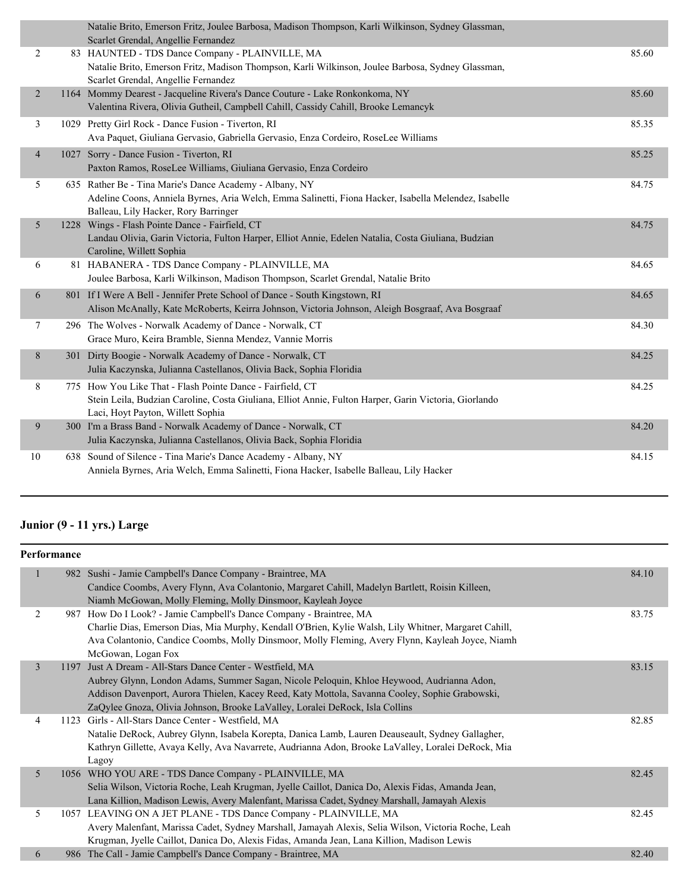| | | | |
|---|---|---|---|
| | | Natalie Brito, Emerson Fritz, Joulee Barbosa, Madison Thompson, Karli Wilkinson, Sydney Glassman, Scarlet Grendal, Angellie Fernandez | |
| 2 | 83 | HAUNTED - TDS Dance Company - PLAINVILLE, MA<br>Natalie Brito, Emerson Fritz, Madison Thompson, Karli Wilkinson, Joulee Barbosa, Sydney Glassman, Scarlet Grendal, Angellie Fernandez | 85.60 |
| 2 | 1164 | Mommy Dearest - Jacqueline Rivera's Dance Couture - Lake Ronkonkoma, NY<br>Valentina Rivera, Olivia Gutheil, Campbell Cahill, Cassidy Cahill, Brooke Lemancyk | 85.60 |
| 3 | 1029 | Pretty Girl Rock - Dance Fusion - Tiverton, RI<br>Ava Paquet, Giuliana Gervasio, Gabriella Gervasio, Enza Cordeiro, RoseLee Williams | 85.35 |
| 4 | 1027 | Sorry - Dance Fusion - Tiverton, RI<br>Paxton Ramos, RoseLee Williams, Giuliana Gervasio, Enza Cordeiro | 85.25 |
| 5 | 635 | Rather Be - Tina Marie's Dance Academy - Albany, NY<br>Adeline Coons, Anniela Byrnes, Aria Welch, Emma Salinetti, Fiona Hacker, Isabella Melendez, Isabelle Balleau, Lily Hacker, Rory Barringer | 84.75 |
| 5 | 1228 | Wings - Flash Pointe Dance - Fairfield, CT<br>Landau Olivia, Garin Victoria, Fulton Harper, Elliot Annie, Edelen Natalia, Costa Giuliana, Budzian Caroline, Willett Sophia | 84.75 |
| 6 | 81 | HABANERA - TDS Dance Company - PLAINVILLE, MA<br>Joulee Barbosa, Karli Wilkinson, Madison Thompson, Scarlet Grendal, Natalie Brito | 84.65 |
| 6 | 801 | If I Were A Bell - Jennifer Prete School of Dance - South Kingstown, RI<br>Alison McAnally, Kate McRoberts, Keirra Johnson, Victoria Johnson, Aleigh Bosgraaf, Ava Bosgraaf | 84.65 |
| 7 | 296 | The Wolves - Norwalk Academy of Dance - Norwalk, CT<br>Grace Muro, Keira Bramble, Sienna Mendez, Vannie Morris | 84.30 |
| 8 | 301 | Dirty Boogie - Norwalk Academy of Dance - Norwalk, CT<br>Julia Kaczynska, Julianna Castellanos, Olivia Back, Sophia Floridia | 84.25 |
| 8 | 775 | How You Like That - Flash Pointe Dance - Fairfield, CT<br>Stein Leila, Budzian Caroline, Costa Giuliana, Elliot Annie, Fulton Harper, Garin Victoria, Giorlando Laci, Hoyt Payton, Willett Sophia | 84.25 |
| 9 | 300 | I'm a Brass Band - Norwalk Academy of Dance - Norwalk, CT<br>Julia Kaczynska, Julianna Castellanos, Olivia Back, Sophia Floridia | 84.20 |
| 10 | 638 | Sound of Silence - Tina Marie's Dance Academy - Albany, NY<br>Anniela Byrnes, Aria Welch, Emma Salinetti, Fiona Hacker, Isabelle Balleau, Lily Hacker | 84.15 |

## Junior (9 - 11 yrs.) Large

**Performance**

| | | | |
|---|---|---|---|
| 1 | 982 | Sushi - Jamie Campbell's Dance Company - Braintree, MA<br>Candice Coombs, Avery Flynn, Ava Colantonio, Margaret Cahill, Madelyn Bartlett, Roisin Killeen, Niamh McGowan, Molly Fleming, Molly Dinsmoor, Kayleah Joyce | 84.10 |
| 2 | 987 | How Do I Look? - Jamie Campbell's Dance Company - Braintree, MA<br>Charlie Dias, Emerson Dias, Mia Murphy, Kendall O'Brien, Kylie Walsh, Lily Whitner, Margaret Cahill, Ava Colantonio, Candice Coombs, Molly Dinsmoor, Molly Fleming, Avery Flynn, Kayleah Joyce, Niamh McGowan, Logan Fox | 83.75 |
| 3 | 1197 | Just A Dream - All-Stars Dance Center - Westfield, MA<br>Aubrey Glynn, London Adams, Summer Sagan, Nicole Peloquin, Khloe Heywood, Audrianna Adon, Addison Davenport, Aurora Thielen, Kacey Reed, Katy Mottola, Savanna Cooley, Sophie Grabowski, ZaQylee Gnoza, Olivia Johnson, Brooke LaValley, Loralei DeRock, Isla Collins | 83.15 |
| 4 | 1123 | Girls - All-Stars Dance Center - Westfield, MA<br>Natalie DeRock, Aubrey Glynn, Isabela Korepta, Danica Lamb, Lauren Deauseault, Sydney Gallagher, Kathryn Gillette, Avaya Kelly, Ava Navarrete, Audrianna Adon, Brooke LaValley, Loralei DeRock, Mia Lagoy | 82.85 |
| 5 | 1056 | WHO YOU ARE - TDS Dance Company - PLAINVILLE, MA<br>Selia Wilson, Victoria Roche, Leah Krugman, Jyelle Caillot, Danica Do, Alexis Fidas, Amanda Jean, Lana Killion, Madison Lewis, Avery Malenfant, Marissa Cadet, Sydney Marshall, Jamayah Alexis | 82.45 |
| 5 | 1057 | LEAVING ON A JET PLANE - TDS Dance Company - PLAINVILLE, MA<br>Avery Malenfant, Marissa Cadet, Sydney Marshall, Jamayah Alexis, Selia Wilson, Victoria Roche, Leah Krugman, Jyelle Caillot, Danica Do, Alexis Fidas, Amanda Jean, Lana Killion, Madison Lewis | 82.45 |
| 6 | 986 | The Call - Jamie Campbell's Dance Company - Braintree, MA | 82.40 |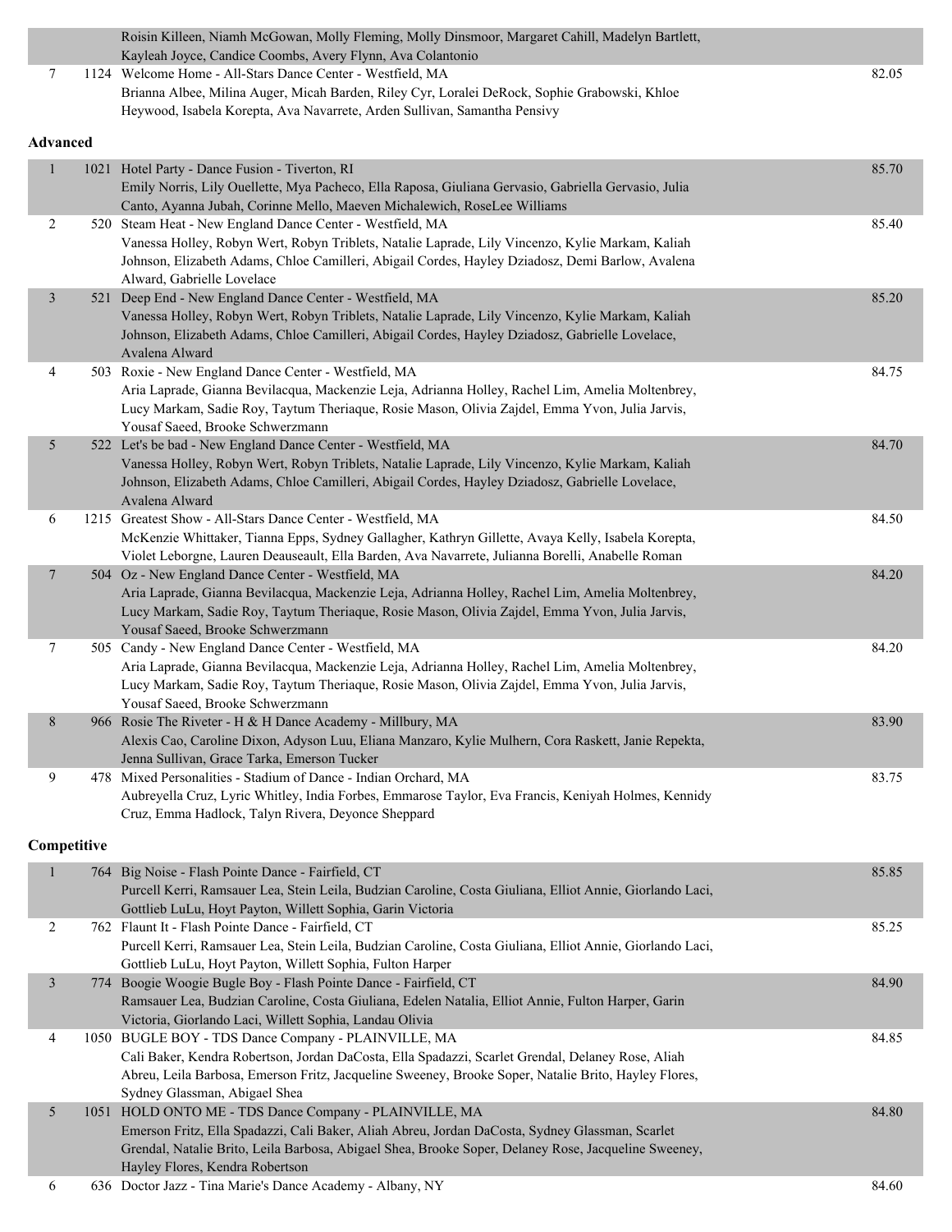| Place | No. | Routine / Studio / Dancers | Score |
|---|---|---|---|
| | | Roisin Killeen, Niamh McGowan, Molly Fleming, Molly Dinsmoor, Margaret Cahill, Madelyn Bartlett, Kayleah Joyce, Candice Coombs, Avery Flynn, Ava Colantonio | |
| 7 | 1124 | Welcome Home - All-Stars Dance Center - Westfield, MA<br>Brianna Albee, Milina Auger, Micah Barden, Riley Cyr, Loralei DeRock, Sophie Grabowski, Khloe Heywood, Isabela Korepta, Ava Navarrete, Arden Sullivan, Samantha Pensivy | 82.05 |

**Advanced**

| Place | No. | Routine / Studio / Dancers | Score |
|---|---|---|---|
| 1 | 1021 | Hotel Party - Dance Fusion - Tiverton, RI<br>Emily Norris, Lily Ouellette, Mya Pacheco, Ella Raposa, Giuliana Gervasio, Gabriella Gervasio, Julia Canto, Ayanna Jubah, Corinne Mello, Maeven Michalewich, RoseLee Williams | 85.70 |
| 2 | 520 | Steam Heat - New England Dance Center - Westfield, MA<br>Vanessa Holley, Robyn Wert, Robyn Triblets, Natalie Laprade, Lily Vincenzo, Kylie Markam, Kaliah Johnson, Elizabeth Adams, Chloe Camilleri, Abigail Cordes, Hayley Dziadosz, Demi Barlow, Avalena Alward, Gabrielle Lovelace | 85.40 |
| 3 | 521 | Deep End - New England Dance Center - Westfield, MA<br>Vanessa Holley, Robyn Wert, Robyn Triblets, Natalie Laprade, Lily Vincenzo, Kylie Markam, Kaliah Johnson, Elizabeth Adams, Chloe Camilleri, Abigail Cordes, Hayley Dziadosz, Gabrielle Lovelace, Avalena Alward | 85.20 |
| 4 | 503 | Roxie - New England Dance Center - Westfield, MA<br>Aria Laprade, Gianna Bevilacqua, Mackenzie Leja, Adrianna Holley, Rachel Lim, Amelia Moltenbrey, Lucy Markam, Sadie Roy, Taytum Theriaque, Rosie Mason, Olivia Zajdel, Emma Yvon, Julia Jarvis, Yousaf Saeed, Brooke Schwerzmann | 84.75 |
| 5 | 522 | Let's be bad - New England Dance Center - Westfield, MA<br>Vanessa Holley, Robyn Wert, Robyn Triblets, Natalie Laprade, Lily Vincenzo, Kylie Markam, Kaliah Johnson, Elizabeth Adams, Chloe Camilleri, Abigail Cordes, Hayley Dziadosz, Gabrielle Lovelace, Avalena Alward | 84.70 |
| 6 | 1215 | Greatest Show - All-Stars Dance Center - Westfield, MA<br>McKenzie Whittaker, Tianna Epps, Sydney Gallagher, Kathryn Gillette, Avaya Kelly, Isabela Korepta, Violet Leborgne, Lauren Deauseault, Ella Barden, Ava Navarrete, Julianna Borelli, Anabelle Roman | 84.50 |
| 7 | 504 | Oz - New England Dance Center - Westfield, MA<br>Aria Laprade, Gianna Bevilacqua, Mackenzie Leja, Adrianna Holley, Rachel Lim, Amelia Moltenbrey, Lucy Markam, Sadie Roy, Taytum Theriaque, Rosie Mason, Olivia Zajdel, Emma Yvon, Julia Jarvis, Yousaf Saeed, Brooke Schwerzmann | 84.20 |
| 7 | 505 | Candy - New England Dance Center - Westfield, MA<br>Aria Laprade, Gianna Bevilacqua, Mackenzie Leja, Adrianna Holley, Rachel Lim, Amelia Moltenbrey, Lucy Markam, Sadie Roy, Taytum Theriaque, Rosie Mason, Olivia Zajdel, Emma Yvon, Julia Jarvis, Yousaf Saeed, Brooke Schwerzmann | 84.20 |
| 8 | 966 | Rosie The Riveter - H & H Dance Academy - Millbury, MA<br>Alexis Cao, Caroline Dixon, Adyson Luu, Eliana Manzaro, Kylie Mulhern, Cora Raskett, Janie Repekta, Jenna Sullivan, Grace Tarka, Emerson Tucker | 83.90 |
| 9 | 478 | Mixed Personalities - Stadium of Dance - Indian Orchard, MA<br>Aubreyella Cruz, Lyric Whitley, India Forbes, Emmarose Taylor, Eva Francis, Keniyah Holmes, Kennidy Cruz, Emma Hadlock, Talyn Rivera, Deyonce Sheppard | 83.75 |

**Competitive**

| Place | No. | Routine / Studio / Dancers | Score |
|---|---|---|---|
| 1 | 764 | Big Noise - Flash Pointe Dance - Fairfield, CT<br>Purcell Kerri, Ramsauer Lea, Stein Leila, Budzian Caroline, Costa Giuliana, Elliot Annie, Giorlando Laci, Gottlieb LuLu, Hoyt Payton, Willett Sophia, Garin Victoria | 85.85 |
| 2 | 762 | Flaunt It - Flash Pointe Dance - Fairfield, CT<br>Purcell Kerri, Ramsauer Lea, Stein Leila, Budzian Caroline, Costa Giuliana, Elliot Annie, Giorlando Laci, Gottlieb LuLu, Hoyt Payton, Willett Sophia, Fulton Harper | 85.25 |
| 3 | 774 | Boogie Woogie Bugle Boy - Flash Pointe Dance - Fairfield, CT<br>Ramsauer Lea, Budzian Caroline, Costa Giuliana, Edelen Natalia, Elliot Annie, Fulton Harper, Garin Victoria, Giorlando Laci, Willett Sophia, Landau Olivia | 84.90 |
| 4 | 1050 | BUGLE BOY - TDS Dance Company - PLAINVILLE, MA<br>Cali Baker, Kendra Robertson, Jordan DaCosta, Ella Spadazzi, Scarlet Grendal, Delaney Rose, Aliah Abreu, Leila Barbosa, Emerson Fritz, Jacqueline Sweeney, Brooke Soper, Natalie Brito, Hayley Flores, Sydney Glassman, Abigael Shea | 84.85 |
| 5 | 1051 | HOLD ONTO ME - TDS Dance Company - PLAINVILLE, MA<br>Emerson Fritz, Ella Spadazzi, Cali Baker, Aliah Abreu, Jordan DaCosta, Sydney Glassman, Scarlet Grendal, Natalie Brito, Leila Barbosa, Abigael Shea, Brooke Soper, Delaney Rose, Jacqueline Sweeney, Hayley Flores, Kendra Robertson | 84.80 |
| 6 | 636 | Doctor Jazz - Tina Marie's Dance Academy - Albany, NY | 84.60 |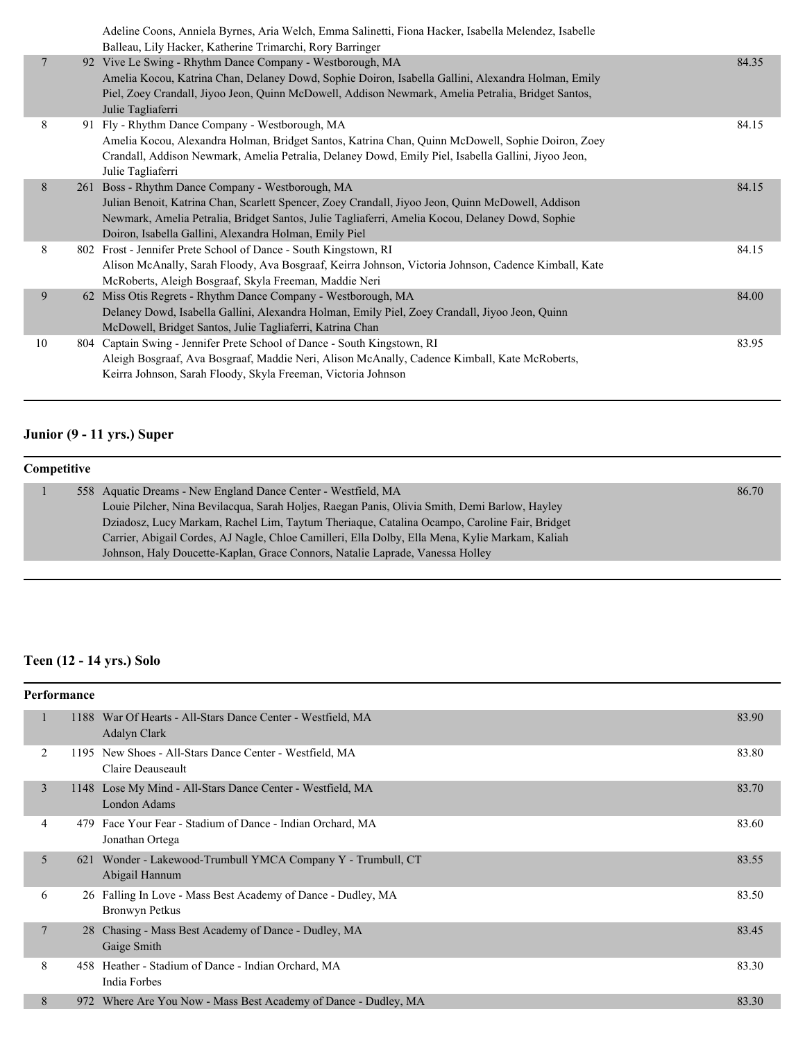| | | | |
|---|---|---|---|
| | | Adeline Coons, Anniela Byrnes, Aria Welch, Emma Salinetti, Fiona Hacker, Isabella Melendez, Isabelle Balleau, Lily Hacker, Katherine Trimarchi, Rory Barringer | |
| 7 | 92 | Vive Le Swing - Rhythm Dance Company - Westborough, MA<br>Amelia Kocou, Katrina Chan, Delaney Dowd, Sophie Doiron, Isabella Gallini, Alexandra Holman, Emily Piel, Zoey Crandall, Jiyoo Jeon, Quinn McDowell, Addison Newmark, Amelia Petralia, Bridget Santos, Julie Tagliaferri | 84.35 |
| 8 | 91 | Fly - Rhythm Dance Company - Westborough, MA<br>Amelia Kocou, Alexandra Holman, Bridget Santos, Katrina Chan, Quinn McDowell, Sophie Doiron, Zoey Crandall, Addison Newmark, Amelia Petralia, Delaney Dowd, Emily Piel, Isabella Gallini, Jiyoo Jeon, Julie Tagliaferri | 84.15 |
| 8 | 261 | Boss - Rhythm Dance Company - Westborough, MA<br>Julian Benoit, Katrina Chan, Scarlett Spencer, Zoey Crandall, Jiyoo Jeon, Quinn McDowell, Addison Newmark, Amelia Petralia, Bridget Santos, Julie Tagliaferri, Amelia Kocou, Delaney Dowd, Sophie Doiron, Isabella Gallini, Alexandra Holman, Emily Piel | 84.15 |
| 8 | 802 | Frost - Jennifer Prete School of Dance - South Kingstown, RI<br>Alison McAnally, Sarah Floody, Ava Bosgraaf, Keirra Johnson, Victoria Johnson, Cadence Kimball, Kate McRoberts, Aleigh Bosgraaf, Skyla Freeman, Maddie Neri | 84.15 |
| 9 | 62 | Miss Otis Regrets - Rhythm Dance Company - Westborough, MA<br>Delaney Dowd, Isabella Gallini, Alexandra Holman, Emily Piel, Zoey Crandall, Jiyoo Jeon, Quinn McDowell, Bridget Santos, Julie Tagliaferri, Katrina Chan | 84.00 |
| 10 | 804 | Captain Swing - Jennifer Prete School of Dance - South Kingstown, RI<br>Aleigh Bosgraaf, Ava Bosgraaf, Maddie Neri, Alison McAnally, Cadence Kimball, Kate McRoberts, Keirra Johnson, Sarah Floody, Skyla Freeman, Victoria Johnson | 83.95 |

## Junior (9 - 11 yrs.) Super

**Competitive**

| | | | |
|---|---|---|---|
| 1 | 558 | Aquatic Dreams - New England Dance Center - Westfield, MA<br>Louie Pilcher, Nina Bevilacqua, Sarah Holjes, Raegan Panis, Olivia Smith, Demi Barlow, Hayley Dziadosz, Lucy Markam, Rachel Lim, Taytum Theriaque, Catalina Ocampo, Caroline Fair, Bridget Carrier, Abigail Cordes, AJ Nagle, Chloe Camilleri, Ella Dolby, Ella Mena, Kylie Markam, Kaliah Johnson, Haly Doucette-Kaplan, Grace Connors, Natalie Laprade, Vanessa Holley | 86.70 |

## Teen (12 - 14 yrs.) Solo

**Performance**

| | | | |
|---|---|---|---|
| 1 | 1188 | War Of Hearts - All-Stars Dance Center - Westfield, MA<br>Adalyn Clark | 83.90 |
| 2 | 1195 | New Shoes - All-Stars Dance Center - Westfield, MA<br>Claire Deauseault | 83.80 |
| 3 | 1148 | Lose My Mind - All-Stars Dance Center - Westfield, MA<br>London Adams | 83.70 |
| 4 | 479 | Face Your Fear - Stadium of Dance - Indian Orchard, MA<br>Jonathan Ortega | 83.60 |
| 5 | 621 | Wonder - Lakewood-Trumbull YMCA Company Y - Trumbull, CT<br>Abigail Hannum | 83.55 |
| 6 | 26 | Falling In Love - Mass Best Academy of Dance - Dudley, MA<br>Bronwyn Petkus | 83.50 |
| 7 | 28 | Chasing - Mass Best Academy of Dance - Dudley, MA<br>Gaige Smith | 83.45 |
| 8 | 458 | Heather - Stadium of Dance - Indian Orchard, MA<br>India Forbes | 83.30 |
| 8 | 972 | Where Are You Now - Mass Best Academy of Dance - Dudley, MA | 83.30 |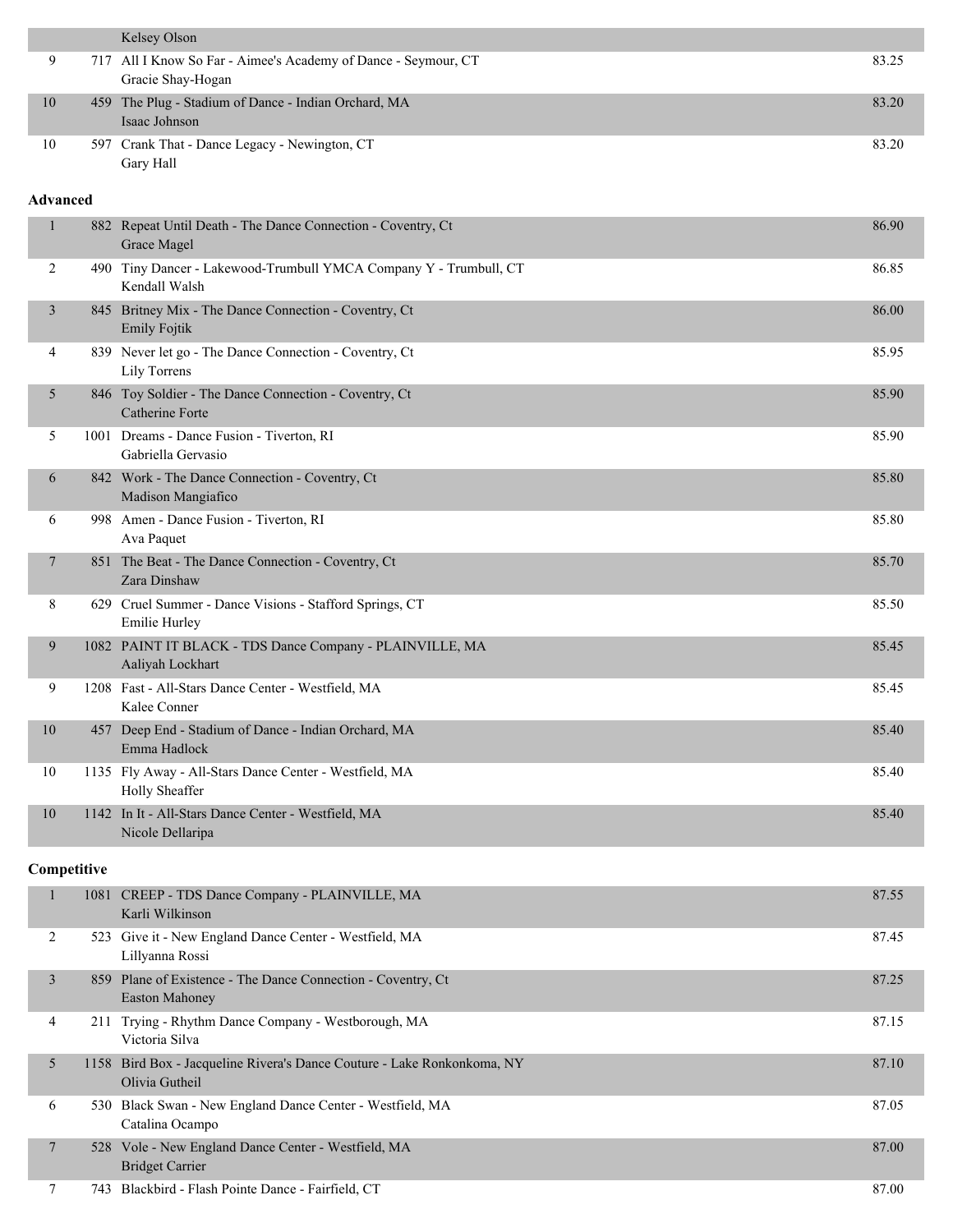| | | | |
|---|---|---|---|
| | | Kelsey Olson | |
| 9 | 717 | All I Know So Far - Aimee's Academy of Dance - Seymour, CT<br>Gracie Shay-Hogan | 83.25 |
| 10 | 459 | The Plug - Stadium of Dance - Indian Orchard, MA<br>Isaac Johnson | 83.20 |
| 10 | 597 | Crank That - Dance Legacy - Newington, CT<br>Gary Hall | 83.20 |

**Advanced**

| | | | |
|---|---|---|---|
| 1 | 882 | Repeat Until Death - The Dance Connection - Coventry, Ct<br>Grace Magel | 86.90 |
| 2 | 490 | Tiny Dancer - Lakewood-Trumbull YMCA Company Y - Trumbull, CT<br>Kendall Walsh | 86.85 |
| 3 | 845 | Britney Mix - The Dance Connection - Coventry, Ct<br>Emily Fojtik | 86.00 |
| 4 | 839 | Never let go - The Dance Connection - Coventry, Ct<br>Lily Torrens | 85.95 |
| 5 | 846 | Toy Soldier - The Dance Connection - Coventry, Ct<br>Catherine Forte | 85.90 |
| 5 | 1001 | Dreams - Dance Fusion - Tiverton, RI<br>Gabriella Gervasio | 85.90 |
| 6 | 842 | Work - The Dance Connection - Coventry, Ct<br>Madison Mangiafico | 85.80 |
| 6 | 998 | Amen - Dance Fusion - Tiverton, RI<br>Ava Paquet | 85.80 |
| 7 | 851 | The Beat - The Dance Connection - Coventry, Ct<br>Zara Dinshaw | 85.70 |
| 8 | 629 | Cruel Summer - Dance Visions - Stafford Springs, CT<br>Emilie Hurley | 85.50 |
| 9 | 1082 | PAINT IT BLACK - TDS Dance Company - PLAINVILLE, MA<br>Aaliyah Lockhart | 85.45 |
| 9 | 1208 | Fast - All-Stars Dance Center - Westfield, MA<br>Kalee Conner | 85.45 |
| 10 | 457 | Deep End - Stadium of Dance - Indian Orchard, MA<br>Emma Hadlock | 85.40 |
| 10 | 1135 | Fly Away - All-Stars Dance Center - Westfield, MA<br>Holly Sheaffer | 85.40 |
| 10 | 1142 | In It - All-Stars Dance Center - Westfield, MA<br>Nicole Dellaripa | 85.40 |

**Competitive**

| | | | |
|---|---|---|---|
| 1 | 1081 | CREEP - TDS Dance Company - PLAINVILLE, MA<br>Karli Wilkinson | 87.55 |
| 2 | 523 | Give it - New England Dance Center - Westfield, MA<br>Lillyanna Rossi | 87.45 |
| 3 | 859 | Plane of Existence - The Dance Connection - Coventry, Ct<br>Easton Mahoney | 87.25 |
| 4 | 211 | Trying - Rhythm Dance Company - Westborough, MA<br>Victoria Silva | 87.15 |
| 5 | 1158 | Bird Box - Jacqueline Rivera's Dance Couture - Lake Ronkonkoma, NY<br>Olivia Gutheil | 87.10 |
| 6 | 530 | Black Swan - New England Dance Center - Westfield, MA<br>Catalina Ocampo | 87.05 |
| 7 | 528 | Vole - New England Dance Center - Westfield, MA<br>Bridget Carrier | 87.00 |
| 7 | 743 | Blackbird - Flash Pointe Dance - Fairfield, CT | 87.00 |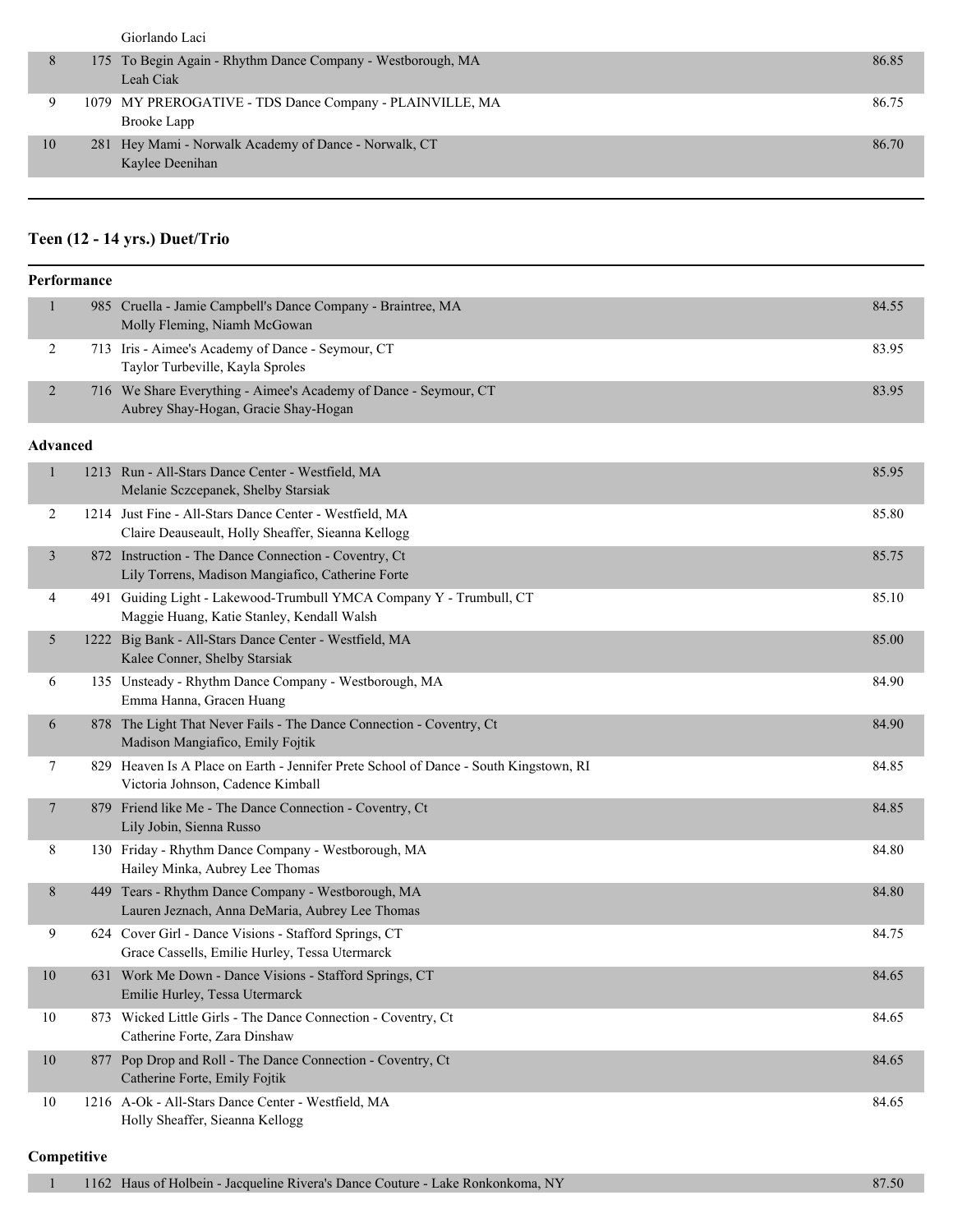| | | | |
|---|---|---|---|
| | | Giorlando Laci | |
| 8 | 175 | To Begin Again - Rhythm Dance Company - Westborough, MA<br>Leah Ciak | 86.85 |
| 9 | 1079 | MY PREROGATIVE - TDS Dance Company - PLAINVILLE, MA<br>Brooke Lapp | 86.75 |
| 10 | 281 | Hey Mami - Norwalk Academy of Dance - Norwalk, CT<br>Kaylee Deenihan | 86.70 |

## Teen (12 - 14 yrs.) Duet/Trio

### Performance

| | | | |
|---|---|---|---|
| 1 | 985 | Cruella - Jamie Campbell's Dance Company - Braintree, MA<br>Molly Fleming, Niamh McGowan | 84.55 |
| 2 | 713 | Iris - Aimee's Academy of Dance - Seymour, CT<br>Taylor Turbeville, Kayla Sproles | 83.95 |
| 2 | 716 | We Share Everything - Aimee's Academy of Dance - Seymour, CT<br>Aubrey Shay-Hogan, Gracie Shay-Hogan | 83.95 |

### Advanced

| | | | |
|---|---|---|---|
| 1 | 1213 | Run - All-Stars Dance Center - Westfield, MA<br>Melanie Sczcepanek, Shelby Starsiak | 85.95 |
| 2 | 1214 | Just Fine - All-Stars Dance Center - Westfield, MA<br>Claire Deauseault, Holly Sheaffer, Sieanna Kellogg | 85.80 |
| 3 | 872 | Instruction - The Dance Connection - Coventry, Ct<br>Lily Torrens, Madison Mangiafico, Catherine Forte | 85.75 |
| 4 | 491 | Guiding Light - Lakewood-Trumbull YMCA Company Y - Trumbull, CT<br>Maggie Huang, Katie Stanley, Kendall Walsh | 85.10 |
| 5 | 1222 | Big Bank - All-Stars Dance Center - Westfield, MA<br>Kalee Conner, Shelby Starsiak | 85.00 |
| 6 | 135 | Unsteady - Rhythm Dance Company - Westborough, MA<br>Emma Hanna, Gracen Huang | 84.90 |
| 6 | 878 | The Light That Never Fails - The Dance Connection - Coventry, Ct<br>Madison Mangiafico, Emily Fojtik | 84.90 |
| 7 | 829 | Heaven Is A Place on Earth - Jennifer Prete School of Dance - South Kingstown, RI<br>Victoria Johnson, Cadence Kimball | 84.85 |
| 7 | 879 | Friend like Me - The Dance Connection - Coventry, Ct<br>Lily Jobin, Sienna Russo | 84.85 |
| 8 | 130 | Friday - Rhythm Dance Company - Westborough, MA<br>Hailey Minka, Aubrey Lee Thomas | 84.80 |
| 8 | 449 | Tears - Rhythm Dance Company - Westborough, MA<br>Lauren Jeznach, Anna DeMaria, Aubrey Lee Thomas | 84.80 |
| 9 | 624 | Cover Girl - Dance Visions - Stafford Springs, CT<br>Grace Cassells, Emilie Hurley, Tessa Utermarck | 84.75 |
| 10 | 631 | Work Me Down - Dance Visions - Stafford Springs, CT<br>Emilie Hurley, Tessa Utermarck | 84.65 |
| 10 | 873 | Wicked Little Girls - The Dance Connection - Coventry, Ct<br>Catherine Forte, Zara Dinshaw | 84.65 |
| 10 | 877 | Pop Drop and Roll - The Dance Connection - Coventry, Ct<br>Catherine Forte, Emily Fojtik | 84.65 |
| 10 | 1216 | A-Ok - All-Stars Dance Center - Westfield, MA<br>Holly Sheaffer, Sieanna Kellogg | 84.65 |

### Competitive

| | | | |
|---|---|---|---|
| 1 | 1162 | Haus of Holbein - Jacqueline Rivera's Dance Couture - Lake Ronkonkoma, NY | 87.50 |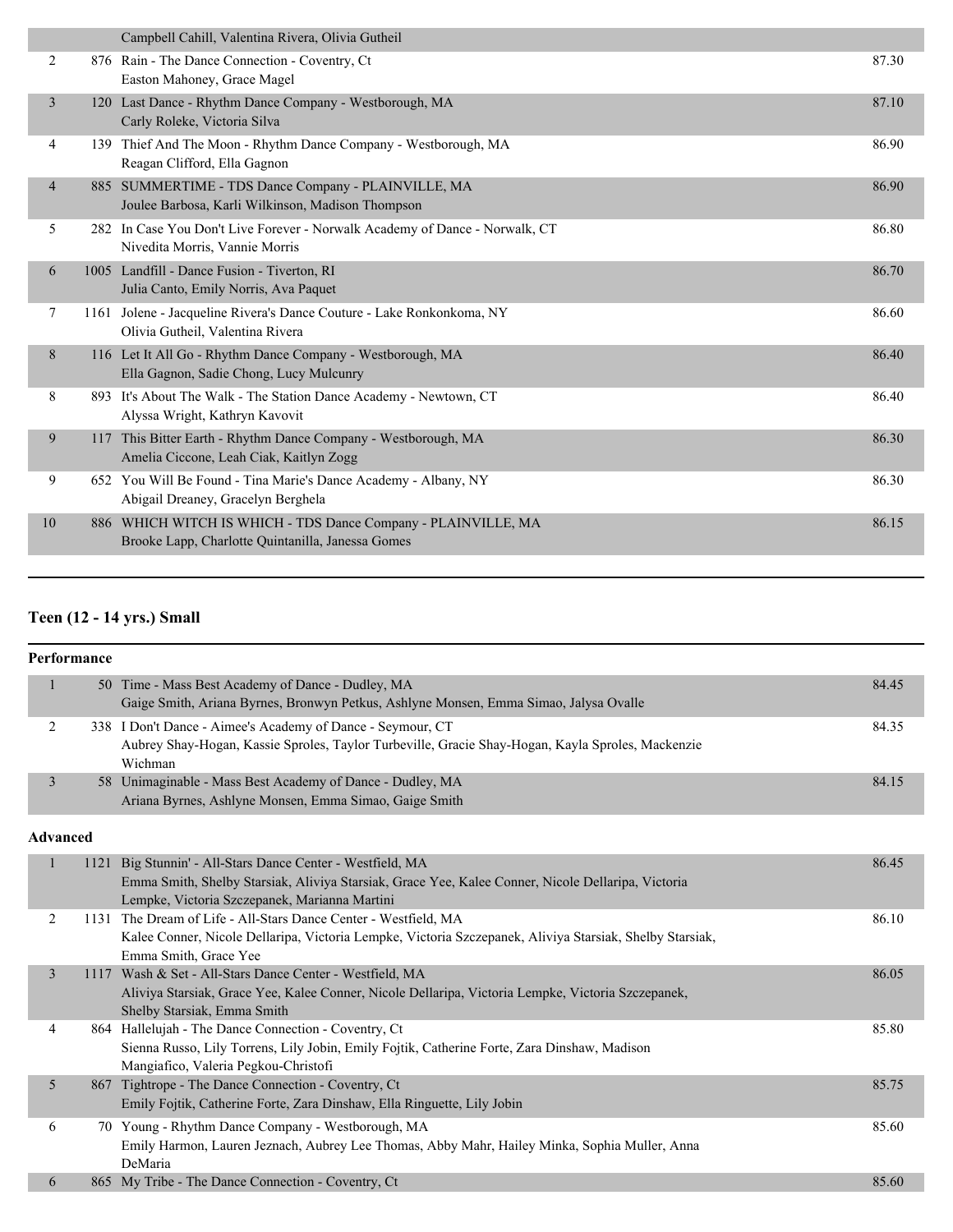| | | | |
|---|---|---|---|
| | | Campbell Cahill, Valentina Rivera, Olivia Gutheil | |
| 2 | 876 | Rain - The Dance Connection - Coventry, Ct<br>Easton Mahoney, Grace Magel | 87.30 |
| 3 | 120 | Last Dance - Rhythm Dance Company - Westborough, MA<br>Carly Roleke, Victoria Silva | 87.10 |
| 4 | 139 | Thief And The Moon - Rhythm Dance Company - Westborough, MA<br>Reagan Clifford, Ella Gagnon | 86.90 |
| 4 | 885 | SUMMERTIME - TDS Dance Company - PLAINVILLE, MA<br>Joulee Barbosa, Karli Wilkinson, Madison Thompson | 86.90 |
| 5 | 282 | In Case You Don't Live Forever - Norwalk Academy of Dance - Norwalk, CT<br>Nivedita Morris, Vannie Morris | 86.80 |
| 6 | 1005 | Landfill - Dance Fusion - Tiverton, RI<br>Julia Canto, Emily Norris, Ava Paquet | 86.70 |
| 7 | 1161 | Jolene - Jacqueline Rivera's Dance Couture - Lake Ronkonkoma, NY<br>Olivia Gutheil, Valentina Rivera | 86.60 |
| 8 | 116 | Let It All Go - Rhythm Dance Company - Westborough, MA<br>Ella Gagnon, Sadie Chong, Lucy Mulcunry | 86.40 |
| 8 | 893 | It's About The Walk - The Station Dance Academy - Newtown, CT<br>Alyssa Wright, Kathryn Kavovit | 86.40 |
| 9 | 117 | This Bitter Earth - Rhythm Dance Company - Westborough, MA<br>Amelia Ciccone, Leah Ciak, Kaitlyn Zogg | 86.30 |
| 9 | 652 | You Will Be Found - Tina Marie's Dance Academy - Albany, NY<br>Abigail Dreaney, Gracelyn Berghela | 86.30 |
| 10 | 886 | WHICH WITCH IS WHICH - TDS Dance Company - PLAINVILLE, MA<br>Brooke Lapp, Charlotte Quintanilla, Janessa Gomes | 86.15 |

## Teen (12 - 14 yrs.) Small

### Performance

| | | | |
|---|---|---|---|
| 1 | 50 | Time - Mass Best Academy of Dance - Dudley, MA<br>Gaige Smith, Ariana Byrnes, Bronwyn Petkus, Ashlyne Monsen, Emma Simao, Jalysa Ovalle | 84.45 |
| 2 | 338 | I Don't Dance - Aimee's Academy of Dance - Seymour, CT<br>Aubrey Shay-Hogan, Kassie Sproles, Taylor Turbeville, Gracie Shay-Hogan, Kayla Sproles, Mackenzie Wichman | 84.35 |
| 3 | 58 | Unimaginable - Mass Best Academy of Dance - Dudley, MA<br>Ariana Byrnes, Ashlyne Monsen, Emma Simao, Gaige Smith | 84.15 |

### Advanced

| | | | |
|---|---|---|---|
| 1 | 1121 | Big Stunnin' - All-Stars Dance Center - Westfield, MA<br>Emma Smith, Shelby Starsiak, Aliviya Starsiak, Grace Yee, Kalee Conner, Nicole Dellaripa, Victoria Lempke, Victoria Szczepanek, Marianna Martini | 86.45 |
| 2 | 1131 | The Dream of Life - All-Stars Dance Center - Westfield, MA<br>Kalee Conner, Nicole Dellaripa, Victoria Lempke, Victoria Szczepanek, Aliviya Starsiak, Shelby Starsiak, Emma Smith, Grace Yee | 86.10 |
| 3 | 1117 | Wash & Set - All-Stars Dance Center - Westfield, MA<br>Aliviya Starsiak, Grace Yee, Kalee Conner, Nicole Dellaripa, Victoria Lempke, Victoria Szczepanek, Shelby Starsiak, Emma Smith | 86.05 |
| 4 | 864 | Hallelujah - The Dance Connection - Coventry, Ct<br>Sienna Russo, Lily Torrens, Lily Jobin, Emily Fojtik, Catherine Forte, Zara Dinshaw, Madison Mangiafico, Valeria Pegkou-Christofi | 85.80 |
| 5 | 867 | Tightrope - The Dance Connection - Coventry, Ct<br>Emily Fojtik, Catherine Forte, Zara Dinshaw, Ella Ringuette, Lily Jobin | 85.75 |
| 6 | 70 | Young - Rhythm Dance Company - Westborough, MA<br>Emily Harmon, Lauren Jeznach, Aubrey Lee Thomas, Abby Mahr, Hailey Minka, Sophia Muller, Anna DeMaria | 85.60 |
| 6 | 865 | My Tribe - The Dance Connection - Coventry, Ct | 85.60 |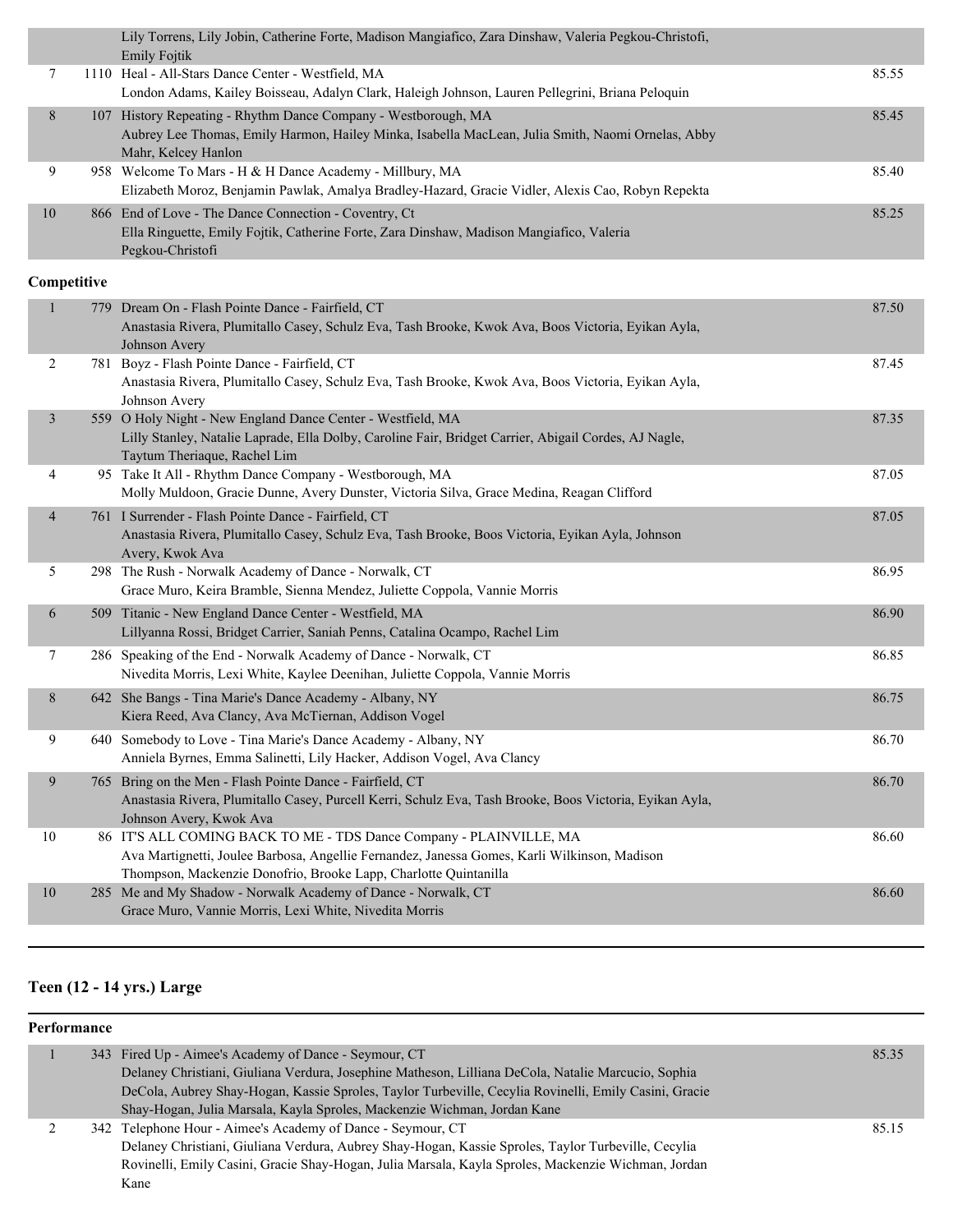| Place | No. | Entry | Score |
|---|---|---|---|
| | | Lily Torrens, Lily Jobin, Catherine Forte, Madison Mangiafico, Zara Dinshaw, Valeria Pegkou-Christofi, Emily Fojtik | |
| 7 | 1110 | Heal - All-Stars Dance Center - Westfield, MA<br>London Adams, Kailey Boisseau, Adalyn Clark, Haleigh Johnson, Lauren Pellegrini, Briana Peloquin | 85.55 |
| 8 | 107 | History Repeating - Rhythm Dance Company - Westborough, MA<br>Aubrey Lee Thomas, Emily Harmon, Hailey Minka, Isabella MacLean, Julia Smith, Naomi Ornelas, Abby Mahr, Kelcey Hanlon | 85.45 |
| 9 | 958 | Welcome To Mars - H & H Dance Academy - Millbury, MA<br>Elizabeth Moroz, Benjamin Pawlak, Amalya Bradley-Hazard, Gracie Vidler, Alexis Cao, Robyn Repekta | 85.40 |
| 10 | 866 | End of Love - The Dance Connection - Coventry, Ct<br>Ella Ringuette, Emily Fojtik, Catherine Forte, Zara Dinshaw, Madison Mangiafico, Valeria Pegkou-Christofi | 85.25 |

**Competitive**

| Place | No. | Entry | Score |
|---|---|---|---|
| 1 | 779 | Dream On - Flash Pointe Dance - Fairfield, CT<br>Anastasia Rivera, Plumitallo Casey, Schulz Eva, Tash Brooke, Kwok Ava, Boos Victoria, Eyikan Ayla, Johnson Avery | 87.50 |
| 2 | 781 | Boyz - Flash Pointe Dance - Fairfield, CT<br>Anastasia Rivera, Plumitallo Casey, Schulz Eva, Tash Brooke, Kwok Ava, Boos Victoria, Eyikan Ayla, Johnson Avery | 87.45 |
| 3 | 559 | O Holy Night - New England Dance Center - Westfield, MA<br>Lilly Stanley, Natalie Laprade, Ella Dolby, Caroline Fair, Bridget Carrier, Abigail Cordes, AJ Nagle, Taytum Theriaque, Rachel Lim | 87.35 |
| 4 | 95 | Take It All - Rhythm Dance Company - Westborough, MA<br>Molly Muldoon, Gracie Dunne, Avery Dunster, Victoria Silva, Grace Medina, Reagan Clifford | 87.05 |
| 4 | 761 | I Surrender - Flash Pointe Dance - Fairfield, CT<br>Anastasia Rivera, Plumitallo Casey, Schulz Eva, Tash Brooke, Boos Victoria, Eyikan Ayla, Johnson Avery, Kwok Ava | 87.05 |
| 5 | 298 | The Rush - Norwalk Academy of Dance - Norwalk, CT<br>Grace Muro, Keira Bramble, Sienna Mendez, Juliette Coppola, Vannie Morris | 86.95 |
| 6 | 509 | Titanic - New England Dance Center - Westfield, MA<br>Lillyanna Rossi, Bridget Carrier, Saniah Penns, Catalina Ocampo, Rachel Lim | 86.90 |
| 7 | 286 | Speaking of the End - Norwalk Academy of Dance - Norwalk, CT<br>Nivedita Morris, Lexi White, Kaylee Deenihan, Juliette Coppola, Vannie Morris | 86.85 |
| 8 | 642 | She Bangs - Tina Marie's Dance Academy - Albany, NY<br>Kiera Reed, Ava Clancy, Ava McTiernan, Addison Vogel | 86.75 |
| 9 | 640 | Somebody to Love - Tina Marie's Dance Academy - Albany, NY<br>Anniela Byrnes, Emma Salinetti, Lily Hacker, Addison Vogel, Ava Clancy | 86.70 |
| 9 | 765 | Bring on the Men - Flash Pointe Dance - Fairfield, CT<br>Anastasia Rivera, Plumitallo Casey, Purcell Kerri, Schulz Eva, Tash Brooke, Boos Victoria, Eyikan Ayla, Johnson Avery, Kwok Ava | 86.70 |
| 10 | 86 | IT'S ALL COMING BACK TO ME - TDS Dance Company - PLAINVILLE, MA<br>Ava Martignetti, Joulee Barbosa, Angellie Fernandez, Janessa Gomes, Karli Wilkinson, Madison Thompson, Mackenzie Donofrio, Brooke Lapp, Charlotte Quintanilla | 86.60 |
| 10 | 285 | Me and My Shadow - Norwalk Academy of Dance - Norwalk, CT<br>Grace Muro, Vannie Morris, Lexi White, Nivedita Morris | 86.60 |

## Teen (12 - 14 yrs.) Large

**Performance**

| Place | No. | Entry | Score |
|---|---|---|---|
| 1 | 343 | Fired Up - Aimee's Academy of Dance - Seymour, CT<br>Delaney Christiani, Giuliana Verdura, Josephine Matheson, Lilliana DeCola, Natalie Marcucio, Sophia DeCola, Aubrey Shay-Hogan, Kassie Sproles, Taylor Turbeville, Cecylia Rovinelli, Emily Casini, Gracie Shay-Hogan, Julia Marsala, Kayla Sproles, Mackenzie Wichman, Jordan Kane | 85.35 |
| 2 | 342 | Telephone Hour - Aimee's Academy of Dance - Seymour, CT<br>Delaney Christiani, Giuliana Verdura, Aubrey Shay-Hogan, Kassie Sproles, Taylor Turbeville, Cecylia Rovinelli, Emily Casini, Gracie Shay-Hogan, Julia Marsala, Kayla Sproles, Mackenzie Wichman, Jordan Kane | 85.15 |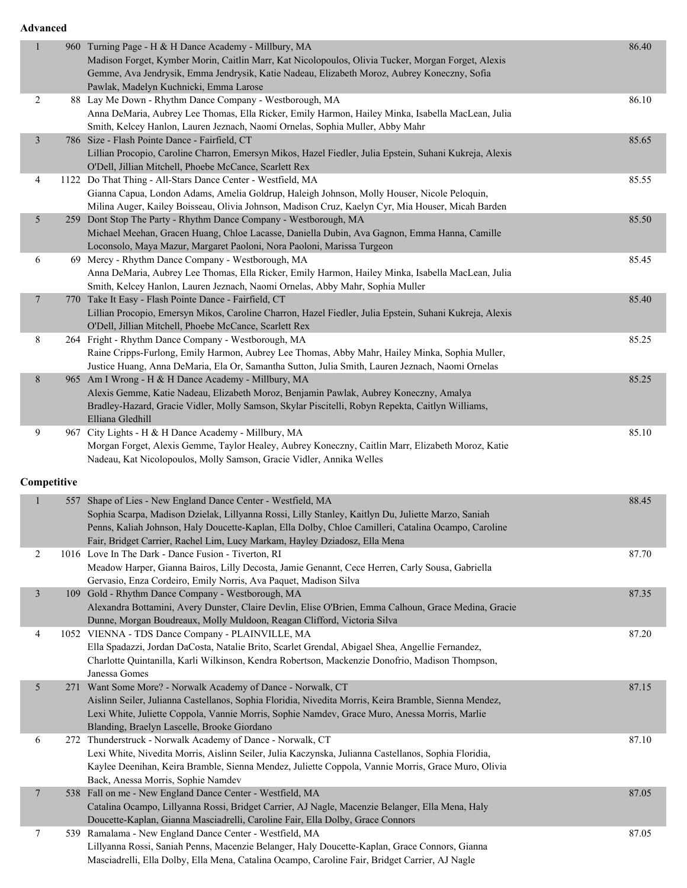**Advanced**

| Place | No. | Entry | Score |
|---|---|---|---|
| 1 | 960 | Turning Page - H & H Dance Academy - Millbury, MA<br>Madison Forget, Kymber Morin, Caitlin Marr, Kat Nicolopoulos, Olivia Tucker, Morgan Forget, Alexis Gemme, Ava Jendrysik, Emma Jendrysik, Katie Nadeau, Elizabeth Moroz, Aubrey Koneczny, Sofia Pawlak, Madelyn Kuchnicki, Emma Larose | 86.40 |
| 2 | 88 | Lay Me Down - Rhythm Dance Company - Westborough, MA<br>Anna DeMaria, Aubrey Lee Thomas, Ella Ricker, Emily Harmon, Hailey Minka, Isabella MacLean, Julia Smith, Kelcey Hanlon, Lauren Jeznach, Naomi Ornelas, Sophia Muller, Abby Mahr | 86.10 |
| 3 | 786 | Size - Flash Pointe Dance - Fairfield, CT<br>Lillian Procopio, Caroline Charron, Emersyn Mikos, Hazel Fiedler, Julia Epstein, Suhani Kukreja, Alexis O'Dell, Jillian Mitchell, Phoebe McCance, Scarlett Rex | 85.65 |
| 4 | 1122 | Do That Thing - All-Stars Dance Center - Westfield, MA<br>Gianna Capua, London Adams, Amelia Goldrup, Haleigh Johnson, Molly Houser, Nicole Peloquin, Milina Auger, Kailey Boisseau, Olivia Johnson, Madison Cruz, Kaelyn Cyr, Mia Houser, Micah Barden | 85.55 |
| 5 | 259 | Dont Stop The Party - Rhythm Dance Company - Westborough, MA<br>Michael Meehan, Gracen Huang, Chloe Lacasse, Daniella Dubin, Ava Gagnon, Emma Hanna, Camille Loconsolo, Maya Mazur, Margaret Paoloni, Nora Paoloni, Marissa Turgeon | 85.50 |
| 6 | 69 | Mercy - Rhythm Dance Company - Westborough, MA<br>Anna DeMaria, Aubrey Lee Thomas, Ella Ricker, Emily Harmon, Hailey Minka, Isabella MacLean, Julia Smith, Kelcey Hanlon, Lauren Jeznach, Naomi Ornelas, Abby Mahr, Sophia Muller | 85.45 |
| 7 | 770 | Take It Easy - Flash Pointe Dance - Fairfield, CT<br>Lillian Procopio, Emersyn Mikos, Caroline Charron, Hazel Fiedler, Julia Epstein, Suhani Kukreja, Alexis O'Dell, Jillian Mitchell, Phoebe McCance, Scarlett Rex | 85.40 |
| 8 | 264 | Fright - Rhythm Dance Company - Westborough, MA<br>Raine Cripps-Furlong, Emily Harmon, Aubrey Lee Thomas, Abby Mahr, Hailey Minka, Sophia Muller, Justice Huang, Anna DeMaria, Ela Or, Samantha Sutton, Julia Smith, Lauren Jeznach, Naomi Ornelas | 85.25 |
| 8 | 965 | Am I Wrong - H & H Dance Academy - Millbury, MA<br>Alexis Gemme, Katie Nadeau, Elizabeth Moroz, Benjamin Pawlak, Aubrey Koneczny, Amalya Bradley-Hazard, Gracie Vidler, Molly Samson, Skylar Piscitelli, Robyn Repekta, Caitlyn Williams, Elliana Gledhill | 85.25 |
| 9 | 967 | City Lights - H & H Dance Academy - Millbury, MA<br>Morgan Forget, Alexis Gemme, Taylor Healey, Aubrey Koneczny, Caitlin Marr, Elizabeth Moroz, Katie Nadeau, Kat Nicolopoulos, Molly Samson, Gracie Vidler, Annika Welles | 85.10 |

**Competitive**

| Place | No. | Entry | Score |
|---|---|---|---|
| 1 | 557 | Shape of Lies - New England Dance Center - Westfield, MA<br>Sophia Scarpa, Madison Dzielak, Lillyanna Rossi, Lilly Stanley, Kaitlyn Du, Juliette Marzo, Saniah Penns, Kaliah Johnson, Haly Doucette-Kaplan, Ella Dolby, Chloe Camilleri, Catalina Ocampo, Caroline Fair, Bridget Carrier, Rachel Lim, Lucy Markam, Hayley Dziadosz, Ella Mena | 88.45 |
| 2 | 1016 | Love In The Dark - Dance Fusion - Tiverton, RI<br>Meadow Harper, Gianna Bairos, Lilly Decosta, Jamie Genannt, Cece Herren, Carly Sousa, Gabriella Gervasio, Enza Cordeiro, Emily Norris, Ava Paquet, Madison Silva | 87.70 |
| 3 | 109 | Gold - Rhythm Dance Company - Westborough, MA<br>Alexandra Bottamini, Avery Dunster, Claire Devlin, Elise O'Brien, Emma Calhoun, Grace Medina, Gracie Dunne, Morgan Boudreaux, Molly Muldoon, Reagan Clifford, Victoria Silva | 87.35 |
| 4 | 1052 | VIENNA - TDS Dance Company - PLAINVILLE, MA<br>Ella Spadazzi, Jordan DaCosta, Natalie Brito, Scarlet Grendal, Abigael Shea, Angellie Fernandez, Charlotte Quintanilla, Karli Wilkinson, Kendra Robertson, Mackenzie Donofrio, Madison Thompson, Janessa Gomes | 87.20 |
| 5 | 271 | Want Some More? - Norwalk Academy of Dance - Norwalk, CT<br>Aislinn Seiler, Julianna Castellanos, Sophia Floridia, Nivedita Morris, Keira Bramble, Sienna Mendez, Lexi White, Juliette Coppola, Vannie Morris, Sophie Namdev, Grace Muro, Anessa Morris, Marlie Blanding, Braelyn Lascelle, Brooke Giordano | 87.15 |
| 6 | 272 | Thunderstruck - Norwalk Academy of Dance - Norwalk, CT<br>Lexi White, Nivedita Morris, Aislinn Seiler, Julia Kaczynska, Julianna Castellanos, Sophia Floridia, Kaylee Deenihan, Keira Bramble, Sienna Mendez, Juliette Coppola, Vannie Morris, Grace Muro, Olivia Back, Anessa Morris, Sophie Namdev | 87.10 |
| 7 | 538 | Fall on me - New England Dance Center - Westfield, MA<br>Catalina Ocampo, Lillyanna Rossi, Bridget Carrier, AJ Nagle, Macenzie Belanger, Ella Mena, Haly Doucette-Kaplan, Gianna Masciadrelli, Caroline Fair, Ella Dolby, Grace Connors | 87.05 |
| 7 | 539 | Ramalama - New England Dance Center - Westfield, MA<br>Lillyanna Rossi, Saniah Penns, Macenzie Belanger, Haly Doucette-Kaplan, Grace Connors, Gianna Masciadrelli, Ella Dolby, Ella Mena, Catalina Ocampo, Caroline Fair, Bridget Carrier, AJ Nagle | 87.05 |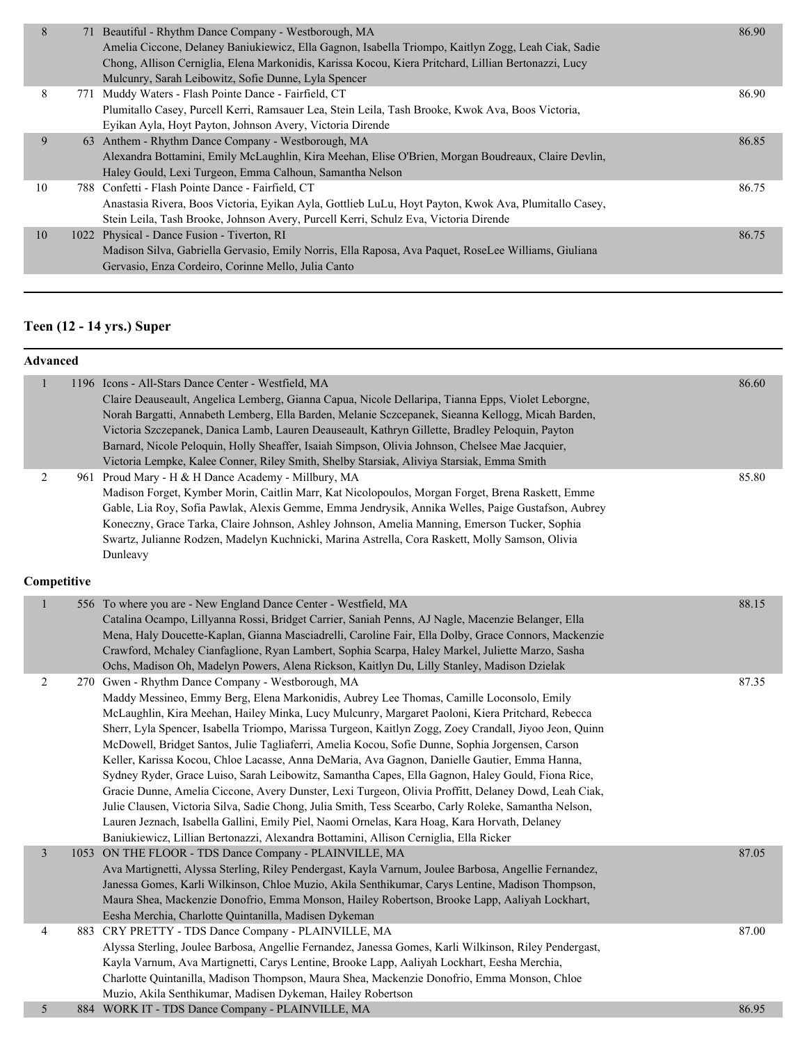| Place | No. | Routine / Studio / Dancers | Score |
|---|---|---|---|
| 8 | 71 | Beautiful - Rhythm Dance Company - Westborough, MA<br>Amelia Ciccone, Delaney Baniukiewicz, Ella Gagnon, Isabella Triompo, Kaitlyn Zogg, Leah Ciak, Sadie Chong, Allison Cerniglia, Elena Markonidis, Karissa Kocou, Kiera Pritchard, Lillian Bertonazzi, Lucy Mulcunry, Sarah Leibowitz, Sofie Dunne, Lyla Spencer | 86.90 |
| 8 | 771 | Muddy Waters - Flash Pointe Dance - Fairfield, CT<br>Plumitallo Casey, Purcell Kerri, Ramsauer Lea, Stein Leila, Tash Brooke, Kwok Ava, Boos Victoria, Eyikan Ayla, Hoyt Payton, Johnson Avery, Victoria Dirende | 86.90 |
| 9 | 63 | Anthem - Rhythm Dance Company - Westborough, MA<br>Alexandra Bottamini, Emily McLaughlin, Kira Meehan, Elise O'Brien, Morgan Boudreaux, Claire Devlin, Haley Gould, Lexi Turgeon, Emma Calhoun, Samantha Nelson | 86.85 |
| 10 | 788 | Confetti - Flash Pointe Dance - Fairfield, CT<br>Anastasia Rivera, Boos Victoria, Eyikan Ayla, Gottlieb LuLu, Hoyt Payton, Kwok Ava, Plumitallo Casey, Stein Leila, Tash Brooke, Johnson Avery, Purcell Kerri, Schulz Eva, Victoria Dirende | 86.75 |
| 10 | 1022 | Physical - Dance Fusion - Tiverton, RI<br>Madison Silva, Gabriella Gervasio, Emily Norris, Ella Raposa, Ava Paquet, RoseLee Williams, Giuliana Gervasio, Enza Cordeiro, Corinne Mello, Julia Canto | 86.75 |

## Teen (12 - 14 yrs.) Super

### Advanced

| Place | No. | Routine / Studio / Dancers | Score |
|---|---|---|---|
| 1 | 1196 | Icons - All-Stars Dance Center - Westfield, MA<br>Claire Deauseault, Angelica Lemberg, Gianna Capua, Nicole Dellaripa, Tianna Epps, Violet Leborgne, Norah Bargatti, Annabeth Lemberg, Ella Barden, Melanie Szczepanek, Sieanna Kellogg, Micah Barden, Victoria Szczepanek, Danica Lamb, Lauren Deauseault, Kathryn Gillette, Bradley Peloquin, Payton Barnard, Nicole Peloquin, Holly Sheaffer, Isaiah Simpson, Olivia Johnson, Chelsee Mae Jacquier, Victoria Lempke, Kalee Conner, Riley Smith, Shelby Starsiak, Aliviya Starsiak, Emma Smith | 86.60 |
| 2 | 961 | Proud Mary - H & H Dance Academy - Millbury, MA<br>Madison Forget, Kymber Morin, Caitlin Marr, Kat Nicolopoulos, Morgan Forget, Brena Raskett, Emme Gable, Lia Roy, Sofia Pawlak, Alexis Gemme, Emma Jendrysik, Annika Welles, Paige Gustafson, Aubrey Koneczny, Grace Tarka, Claire Johnson, Ashley Johnson, Amelia Manning, Emerson Tucker, Sophia Swartz, Julianne Rodzen, Madelyn Kuchnicki, Marina Astrella, Cora Raskett, Molly Samson, Olivia Dunleavy | 85.80 |

### Competitive

| Place | No. | Routine / Studio / Dancers | Score |
|---|---|---|---|
| 1 | 556 | To where you are - New England Dance Center - Westfield, MA<br>Catalina Ocampo, Lillyanna Rossi, Bridget Carrier, Saniah Penns, AJ Nagle, Macenzie Belanger, Ella Mena, Haly Doucette-Kaplan, Gianna Masciadrelli, Caroline Fair, Ella Dolby, Grace Connors, Mackenzie Crawford, Mchaley Cianfaglione, Ryan Lambert, Sophia Scarpa, Haley Markel, Juliette Marzo, Sasha Ochs, Madison Oh, Madelyn Powers, Alena Rickson, Kaitlyn Du, Lilly Stanley, Madison Dzielak | 88.15 |
| 2 | 270 | Gwen - Rhythm Dance Company - Westborough, MA<br>Maddy Messineo, Emmy Berg, Elena Markonidis, Aubrey Lee Thomas, Camille Loconsolo, Emily McLaughlin, Kira Meehan, Hailey Minka, Lucy Mulcunry, Margaret Paoloni, Kiera Pritchard, Rebecca Sherr, Lyla Spencer, Isabella Triompo, Marissa Turgeon, Kaitlyn Zogg, Zoey Crandall, Jiyoo Jeon, Quinn McDowell, Bridget Santos, Julie Tagliaferri, Amelia Kocou, Sofie Dunne, Sophia Jorgensen, Carson Keller, Karissa Kocou, Chloe Lacasse, Anna DeMaria, Ava Gagnon, Danielle Gautier, Emma Hanna, Sydney Ryder, Grace Luiso, Sarah Leibowitz, Samantha Capes, Ella Gagnon, Haley Gould, Fiona Rice, Gracie Dunne, Amelia Ciccone, Avery Dunster, Lexi Turgeon, Olivia Proffitt, Delaney Dowd, Leah Ciak, Julie Clausen, Victoria Silva, Sadie Chong, Julia Smith, Tess Scearbo, Carly Roleke, Samantha Nelson, Lauren Jeznach, Isabella Gallini, Emily Piel, Naomi Ornelas, Kara Hoag, Kara Horvath, Delaney Baniukiewicz, Lillian Bertonazzi, Alexandra Bottamini, Allison Cerniglia, Ella Ricker | 87.35 |
| 3 | 1053 | ON THE FLOOR - TDS Dance Company - PLAINVILLE, MA<br>Ava Martignetti, Alyssa Sterling, Riley Pendergast, Kayla Varnum, Joulee Barbosa, Angellie Fernandez, Janessa Gomes, Karli Wilkinson, Chloe Muzio, Akila Senthikumar, Carys Lentine, Madison Thompson, Maura Shea, Mackenzie Donofrio, Emma Monson, Hailey Robertson, Brooke Lapp, Aaliyah Lockhart, Eesha Merchia, Charlotte Quintanilla, Madisen Dykeman | 87.05 |
| 4 | 883 | CRY PRETTY - TDS Dance Company - PLAINVILLE, MA<br>Alyssa Sterling, Joulee Barbosa, Angellie Fernandez, Janessa Gomes, Karli Wilkinson, Riley Pendergast, Kayla Varnum, Ava Martignetti, Carys Lentine, Brooke Lapp, Aaliyah Lockhart, Eesha Merchia, Charlotte Quintanilla, Madison Thompson, Maura Shea, Mackenzie Donofrio, Emma Monson, Chloe Muzio, Akila Senthikumar, Madisen Dykeman, Hailey Robertson | 87.00 |
| 5 | 884 | WORK IT - TDS Dance Company - PLAINVILLE, MA | 86.95 |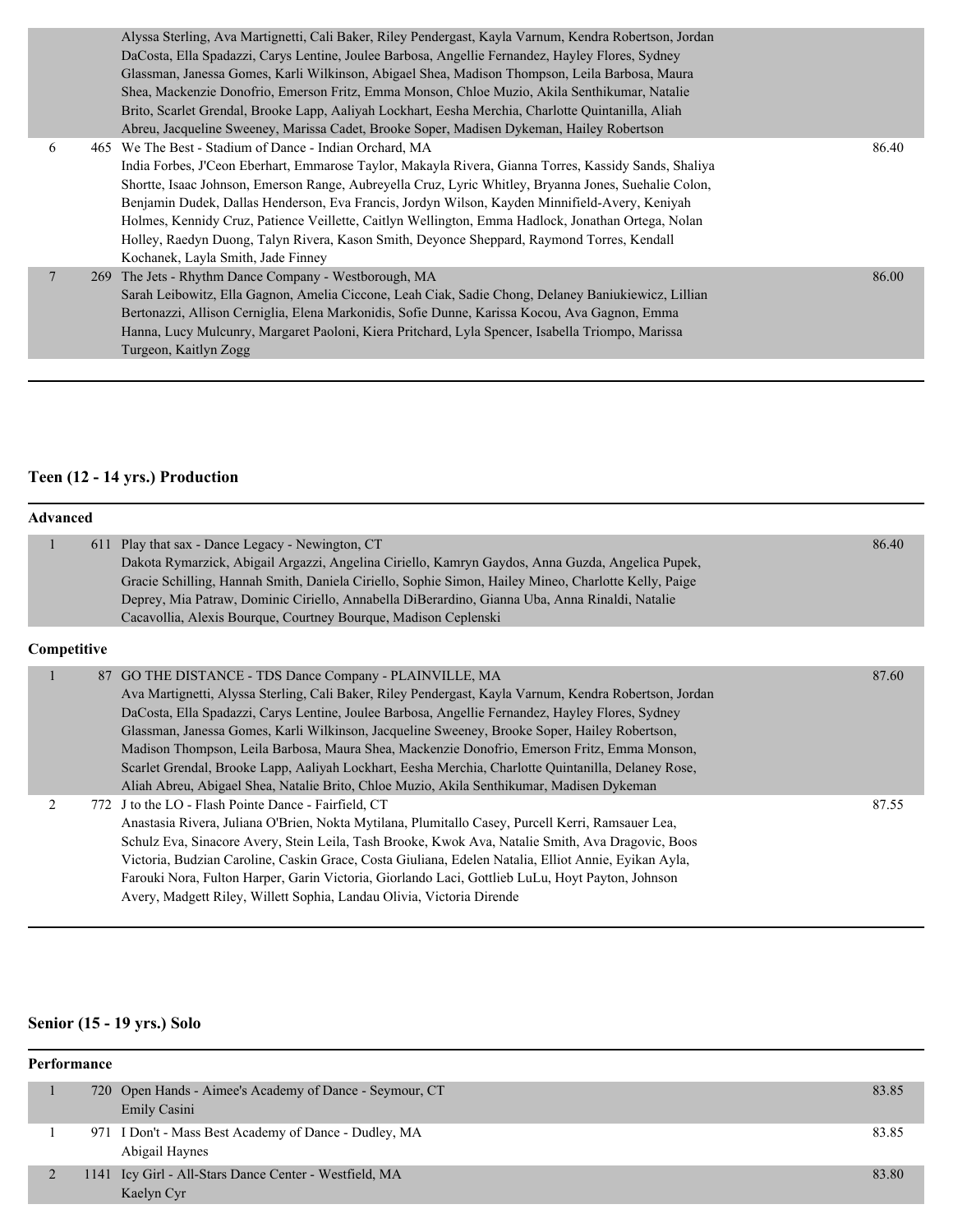| | | | |
|---|---|---|---|
| | | Alyssa Sterling, Ava Martignetti, Cali Baker, Riley Pendergast, Kayla Varnum, Kendra Robertson, Jordan DaCosta, Ella Spadazzi, Carys Lentine, Joulee Barbosa, Angellie Fernandez, Hayley Flores, Sydney Glassman, Janessa Gomes, Karli Wilkinson, Abigael Shea, Madison Thompson, Leila Barbosa, Maura Shea, Mackenzie Donofrio, Emerson Fritz, Emma Monson, Chloe Muzio, Akila Senthikumar, Natalie Brito, Scarlet Grendal, Brooke Lapp, Aaliyah Lockhart, Eesha Merchia, Charlotte Quintanilla, Aliah Abreu, Jacqueline Sweeney, Marissa Cadet, Brooke Soper, Madisen Dykeman, Hailey Robertson | |
| 6 | 465 | We The Best - Stadium of Dance - Indian Orchard, MA<br>India Forbes, J'Ceon Eberhart, Emmarose Taylor, Makayla Rivera, Gianna Torres, Kassidy Sands, Shaliya Shortte, Isaac Johnson, Emerson Range, Aubreyella Cruz, Lyric Whitley, Bryanna Jones, Suehalie Colon, Benjamin Dudek, Dallas Henderson, Eva Francis, Jordyn Wilson, Kayden Minnifield-Avery, Keniyah Holmes, Kennidy Cruz, Patience Veillette, Caitlyn Wellington, Emma Hadlock, Jonathan Ortega, Nolan Holley, Raedyn Duong, Talyn Rivera, Kason Smith, Deyonce Sheppard, Raymond Torres, Kendall Kochanek, Layla Smith, Jade Finney | 86.40 |
| 7 | 269 | The Jets - Rhythm Dance Company - Westborough, MA<br>Sarah Leibowitz, Ella Gagnon, Amelia Ciccone, Leah Ciak, Sadie Chong, Delaney Baniukiewicz, Lillian Bertonazzi, Allison Cerniglia, Elena Markonidis, Sofie Dunne, Karissa Kocou, Ava Gagnon, Emma Hanna, Lucy Mulcunry, Margaret Paoloni, Kiera Pritchard, Lyla Spencer, Isabella Triompo, Marissa Turgeon, Kaitlyn Zogg | 86.00 |

## Teen (12 - 14 yrs.) Production

**Advanced**

| | | | |
|---|---|---|---|
| 1 | 611 | Play that sax - Dance Legacy - Newington, CT<br>Dakota Rymarzick, Abigail Argazzi, Angelina Ciriello, Kamryn Gaydos, Anna Guzda, Angelica Pupek, Gracie Schilling, Hannah Smith, Daniela Ciriello, Sophie Simon, Hailey Mineo, Charlotte Kelly, Paige Deprey, Mia Patraw, Dominic Ciriello, Annabella DiBerardino, Gianna Uba, Anna Rinaldi, Natalie Cacavollia, Alexis Bourque, Courtney Bourque, Madison Ceplenski | 86.40 |

**Competitive**

| | | | |
|---|---|---|---|
| 1 | 87 | GO THE DISTANCE - TDS Dance Company - PLAINVILLE, MA<br>Ava Martignetti, Alyssa Sterling, Cali Baker, Riley Pendergast, Kayla Varnum, Kendra Robertson, Jordan DaCosta, Ella Spadazzi, Carys Lentine, Joulee Barbosa, Angellie Fernandez, Hayley Flores, Sydney Glassman, Janessa Gomes, Karli Wilkinson, Jacqueline Sweeney, Brooke Soper, Hailey Robertson, Madison Thompson, Leila Barbosa, Maura Shea, Mackenzie Donofrio, Emerson Fritz, Emma Monson, Scarlet Grendal, Brooke Lapp, Aaliyah Lockhart, Eesha Merchia, Charlotte Quintanilla, Delaney Rose, Aliah Abreu, Abigael Shea, Natalie Brito, Chloe Muzio, Akila Senthikumar, Madisen Dykeman | 87.60 |
| 2 | 772 | J to the LO - Flash Pointe Dance - Fairfield, CT<br>Anastasia Rivera, Juliana O'Brien, Nokta Mytilana, Plumitallo Casey, Purcell Kerri, Ramsauer Lea, Schulz Eva, Sinacore Avery, Stein Leila, Tash Brooke, Kwok Ava, Natalie Smith, Ava Dragovic, Boos Victoria, Budzian Caroline, Caskin Grace, Costa Giuliana, Edelen Natalia, Elliot Annie, Eyikan Ayla, Farouki Nora, Fulton Harper, Garin Victoria, Giorlando Laci, Gottlieb LuLu, Hoyt Payton, Johnson Avery, Madgett Riley, Willett Sophia, Landau Olivia, Victoria Dirende | 87.55 |

## Senior (15 - 19 yrs.) Solo

**Performance**

| | | | |
|---|---|---|---|
| 1 | 720 | Open Hands - Aimee's Academy of Dance - Seymour, CT<br>Emily Casini | 83.85 |
| 1 | 971 | I Don't - Mass Best Academy of Dance - Dudley, MA<br>Abigail Haynes | 83.85 |
| 2 | 1141 | Icy Girl - All-Stars Dance Center - Westfield, MA<br>Kaelyn Cyr | 83.80 |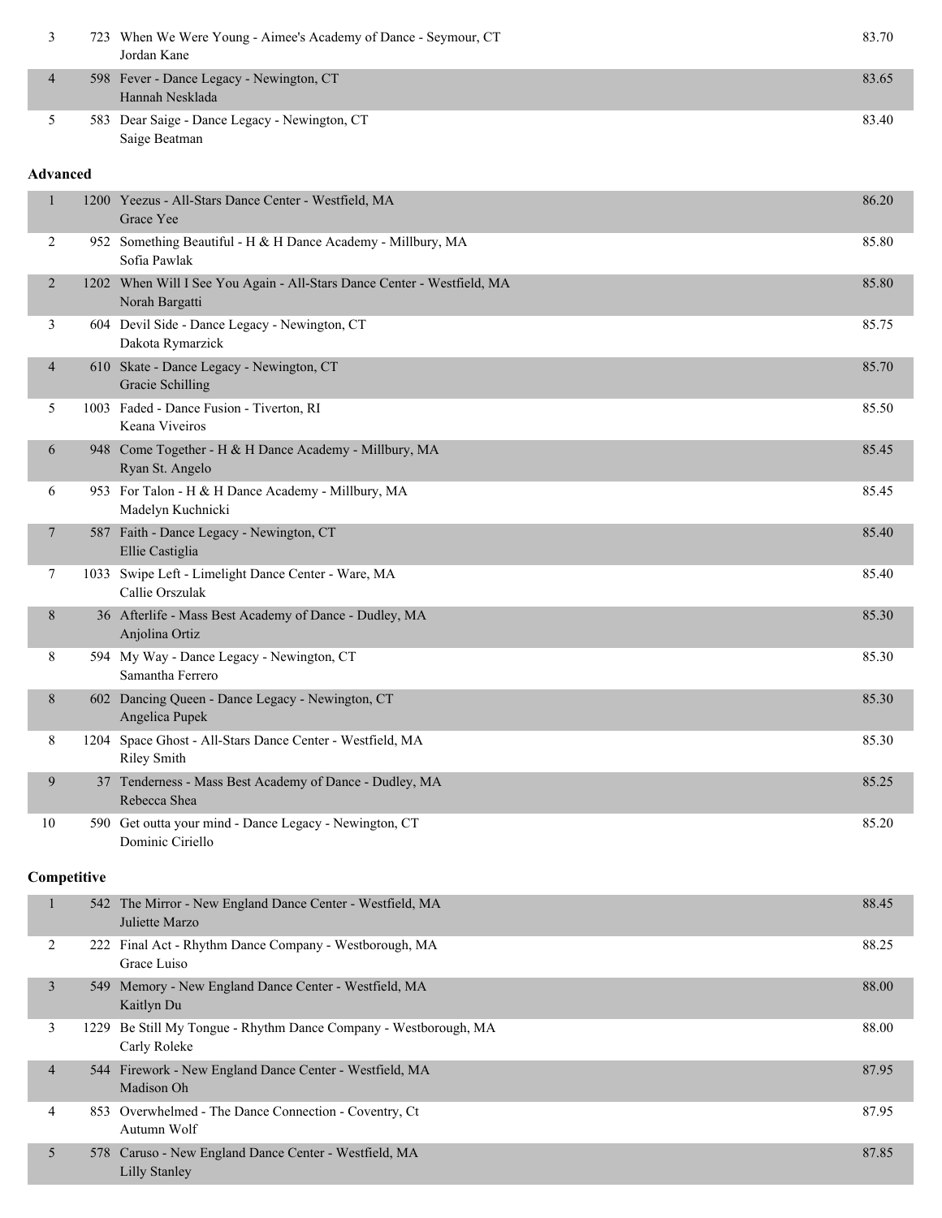| | | | |
|---|---|---|---|
| 3 | 723 | When We Were Young - Aimee's Academy of Dance - Seymour, CT<br>Jordan Kane | 83.70 |
| 4 | 598 | Fever - Dance Legacy - Newington, CT<br>Hannah Nesklada | 83.65 |
| 5 | 583 | Dear Saige - Dance Legacy - Newington, CT<br>Saige Beatman | 83.40 |

**Advanced**

| | | | |
|---|---|---|---|
| 1 | 1200 | Yeezus - All-Stars Dance Center - Westfield, MA<br>Grace Yee | 86.20 |
| 2 | 952 | Something Beautiful - H & H Dance Academy - Millbury, MA<br>Sofia Pawlak | 85.80 |
| 2 | 1202 | When Will I See You Again - All-Stars Dance Center - Westfield, MA<br>Norah Bargatti | 85.80 |
| 3 | 604 | Devil Side - Dance Legacy - Newington, CT<br>Dakota Rymarzick | 85.75 |
| 4 | 610 | Skate - Dance Legacy - Newington, CT<br>Gracie Schilling | 85.70 |
| 5 | 1003 | Faded - Dance Fusion - Tiverton, RI<br>Keana Viveiros | 85.50 |
| 6 | 948 | Come Together - H & H Dance Academy - Millbury, MA<br>Ryan St. Angelo | 85.45 |
| 6 | 953 | For Talon - H & H Dance Academy - Millbury, MA<br>Madelyn Kuchnicki | 85.45 |
| 7 | 587 | Faith - Dance Legacy - Newington, CT<br>Ellie Castiglia | 85.40 |
| 7 | 1033 | Swipe Left - Limelight Dance Center - Ware, MA<br>Callie Orszulak | 85.40 |
| 8 | 36 | Afterlife - Mass Best Academy of Dance - Dudley, MA<br>Anjolina Ortiz | 85.30 |
| 8 | 594 | My Way - Dance Legacy - Newington, CT<br>Samantha Ferrero | 85.30 |
| 8 | 602 | Dancing Queen - Dance Legacy - Newington, CT<br>Angelica Pupek | 85.30 |
| 8 | 1204 | Space Ghost - All-Stars Dance Center - Westfield, MA<br>Riley Smith | 85.30 |
| 9 | 37 | Tenderness - Mass Best Academy of Dance - Dudley, MA<br>Rebecca Shea | 85.25 |
| 10 | 590 | Get outta your mind - Dance Legacy - Newington, CT<br>Dominic Ciriello | 85.20 |

**Competitive**

| | | | |
|---|---|---|---|
| 1 | 542 | The Mirror - New England Dance Center - Westfield, MA<br>Juliette Marzo | 88.45 |
| 2 | 222 | Final Act - Rhythm Dance Company - Westborough, MA<br>Grace Luiso | 88.25 |
| 3 | 549 | Memory - New England Dance Center - Westfield, MA<br>Kaitlyn Du | 88.00 |
| 3 | 1229 | Be Still My Tongue - Rhythm Dance Company - Westborough, MA<br>Carly Roleke | 88.00 |
| 4 | 544 | Firework - New England Dance Center - Westfield, MA<br>Madison Oh | 87.95 |
| 4 | 853 | Overwhelmed - The Dance Connection - Coventry, Ct<br>Autumn Wolf | 87.95 |
| 5 | 578 | Caruso - New England Dance Center - Westfield, MA<br>Lilly Stanley | 87.85 |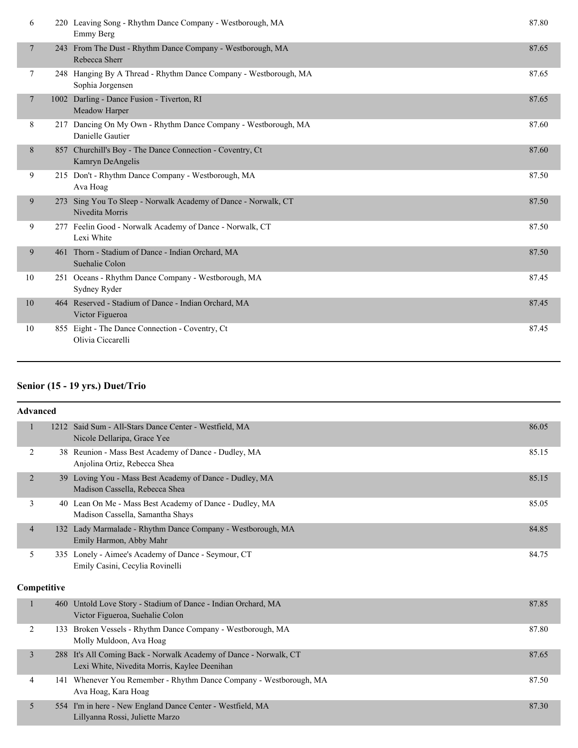| Place | # | Routine / Studio / Dancers | Score |
|---|---|---|---|
| 6 | 220 | Leaving Song - Rhythm Dance Company - Westborough, MA<br>Emmy Berg | 87.80 |
| 7 | 243 | From The Dust - Rhythm Dance Company - Westborough, MA<br>Rebecca Sherr | 87.65 |
| 7 | 248 | Hanging By A Thread - Rhythm Dance Company - Westborough, MA<br>Sophia Jorgensen | 87.65 |
| 7 | 1002 | Darling - Dance Fusion - Tiverton, RI<br>Meadow Harper | 87.65 |
| 8 | 217 | Dancing On My Own - Rhythm Dance Company - Westborough, MA<br>Danielle Gautier | 87.60 |
| 8 | 857 | Churchill's Boy - The Dance Connection - Coventry, Ct<br>Kamryn DeAngelis | 87.60 |
| 9 | 215 | Don't - Rhythm Dance Company - Westborough, MA<br>Ava Hoag | 87.50 |
| 9 | 273 | Sing You To Sleep - Norwalk Academy of Dance - Norwalk, CT<br>Nivedita Morris | 87.50 |
| 9 | 277 | Feelin Good - Norwalk Academy of Dance - Norwalk, CT<br>Lexi White | 87.50 |
| 9 | 461 | Thorn - Stadium of Dance - Indian Orchard, MA<br>Suehalie Colon | 87.50 |
| 10 | 251 | Oceans - Rhythm Dance Company - Westborough, MA<br>Sydney Ryder | 87.45 |
| 10 | 464 | Reserved - Stadium of Dance - Indian Orchard, MA<br>Victor Figueroa | 87.45 |
| 10 | 855 | Eight - The Dance Connection - Coventry, Ct<br>Olivia Ciccarelli | 87.45 |

## Senior (15 - 19 yrs.) Duet/Trio

### Advanced

| Place | # | Routine / Studio / Dancers | Score |
|---|---|---|---|
| 1 | 1212 | Said Sum - All-Stars Dance Center - Westfield, MA<br>Nicole Dellaripa, Grace Yee | 86.05 |
| 2 | 38 | Reunion - Mass Best Academy of Dance - Dudley, MA<br>Anjolina Ortiz, Rebecca Shea | 85.15 |
| 2 | 39 | Loving You - Mass Best Academy of Dance - Dudley, MA<br>Madison Cassella, Rebecca Shea | 85.15 |
| 3 | 40 | Lean On Me - Mass Best Academy of Dance - Dudley, MA<br>Madison Cassella, Samantha Shays | 85.05 |
| 4 | 132 | Lady Marmalade - Rhythm Dance Company - Westborough, MA<br>Emily Harmon, Abby Mahr | 84.85 |
| 5 | 335 | Lonely - Aimee's Academy of Dance - Seymour, CT<br>Emily Casini, Cecylia Rovinelli | 84.75 |

### Competitive

| Place | # | Routine / Studio / Dancers | Score |
|---|---|---|---|
| 1 | 460 | Untold Love Story - Stadium of Dance - Indian Orchard, MA<br>Victor Figueroa, Suehalie Colon | 87.85 |
| 2 | 133 | Broken Vessels - Rhythm Dance Company - Westborough, MA<br>Molly Muldoon, Ava Hoag | 87.80 |
| 3 | 288 | It's All Coming Back - Norwalk Academy of Dance - Norwalk, CT<br>Lexi White, Nivedita Morris, Kaylee Deenihan | 87.65 |
| 4 | 141 | Whenever You Remember - Rhythm Dance Company - Westborough, MA<br>Ava Hoag, Kara Hoag | 87.50 |
| 5 | 554 | I'm in here - New England Dance Center - Westfield, MA<br>Lillyanna Rossi, Juliette Marzo | 87.30 |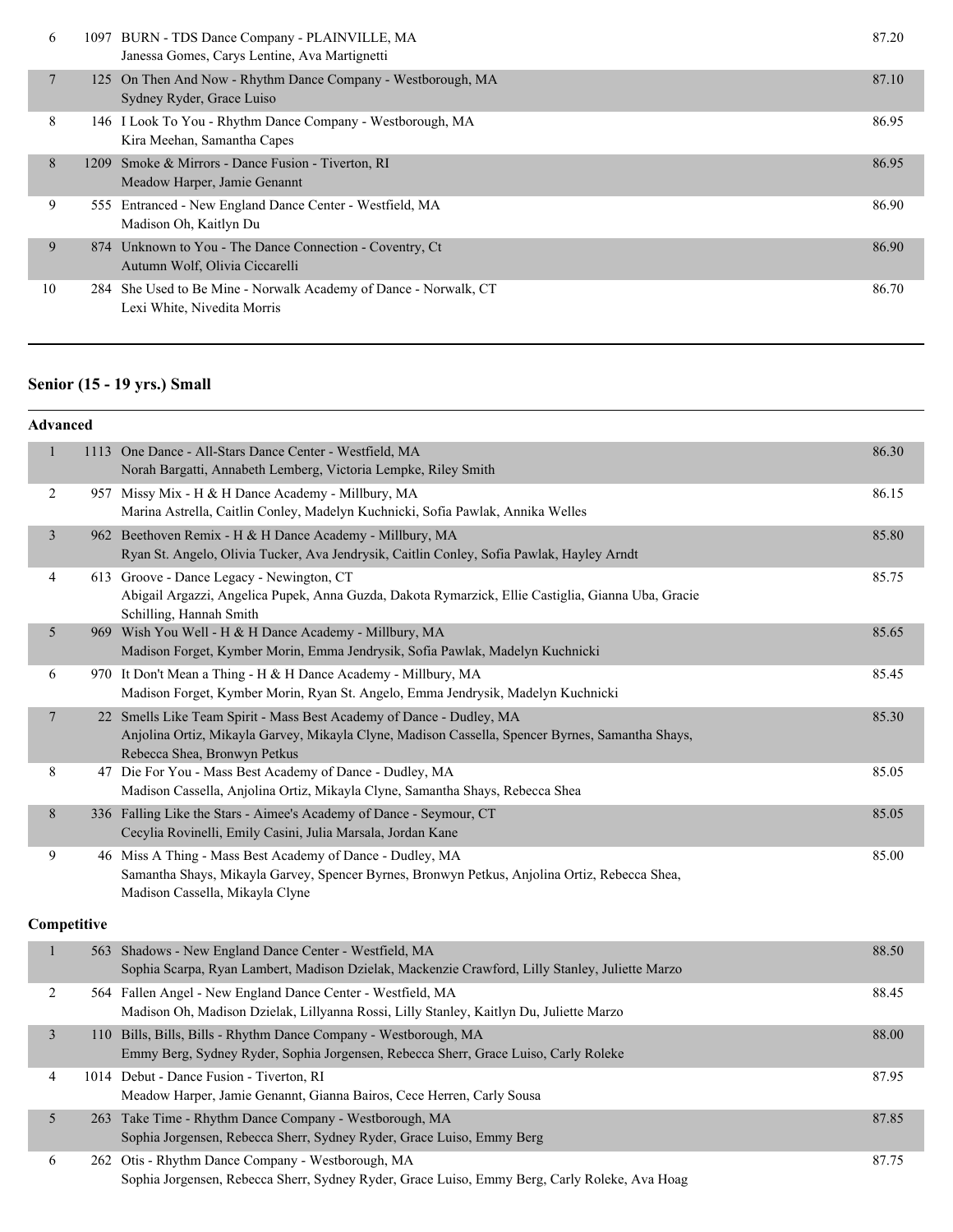| | | | |
|---|---|---|---|
| 6 | 1097 | BURN - TDS Dance Company - PLAINVILLE, MA<br>Janessa Gomes, Carys Lentine, Ava Martignetti | 87.20 |
| 7 | 125 | On Then And Now - Rhythm Dance Company - Westborough, MA<br>Sydney Ryder, Grace Luiso | 87.10 |
| 8 | 146 | I Look To You - Rhythm Dance Company - Westborough, MA<br>Kira Meehan, Samantha Capes | 86.95 |
| 8 | 1209 | Smoke & Mirrors - Dance Fusion - Tiverton, RI<br>Meadow Harper, Jamie Genannt | 86.95 |
| 9 | 555 | Entranced - New England Dance Center - Westfield, MA<br>Madison Oh, Kaitlyn Du | 86.90 |
| 9 | 874 | Unknown to You - The Dance Connection - Coventry, Ct<br>Autumn Wolf, Olivia Ciccarelli | 86.90 |
| 10 | 284 | She Used to Be Mine - Norwalk Academy of Dance - Norwalk, CT<br>Lexi White, Nivedita Morris | 86.70 |

## Senior (15 - 19 yrs.) Small

### Advanced

| | | | |
|---|---|---|---|
| 1 | 1113 | One Dance - All-Stars Dance Center - Westfield, MA<br>Norah Bargatti, Annabeth Lemberg, Victoria Lempke, Riley Smith | 86.30 |
| 2 | 957 | Missy Mix - H & H Dance Academy - Millbury, MA<br>Marina Astrella, Caitlin Conley, Madelyn Kuchnicki, Sofia Pawlak, Annika Welles | 86.15 |
| 3 | 962 | Beethoven Remix - H & H Dance Academy - Millbury, MA<br>Ryan St. Angelo, Olivia Tucker, Ava Jendrysik, Caitlin Conley, Sofia Pawlak, Hayley Arndt | 85.80 |
| 4 | 613 | Groove - Dance Legacy - Newington, CT<br>Abigail Argazzi, Angelica Pupek, Anna Guzda, Dakota Rymarzick, Ellie Castiglia, Gianna Uba, Gracie Schilling, Hannah Smith | 85.75 |
| 5 | 969 | Wish You Well - H & H Dance Academy - Millbury, MA<br>Madison Forget, Kymber Morin, Emma Jendrysik, Sofia Pawlak, Madelyn Kuchnicki | 85.65 |
| 6 | 970 | It Don't Mean a Thing - H & H Dance Academy - Millbury, MA<br>Madison Forget, Kymber Morin, Ryan St. Angelo, Emma Jendrysik, Madelyn Kuchnicki | 85.45 |
| 7 | 22 | Smells Like Team Spirit - Mass Best Academy of Dance - Dudley, MA<br>Anjolina Ortiz, Mikayla Garvey, Mikayla Clyne, Madison Cassella, Spencer Byrnes, Samantha Shays, Rebecca Shea, Bronwyn Petkus | 85.30 |
| 8 | 47 | Die For You - Mass Best Academy of Dance - Dudley, MA<br>Madison Cassella, Anjolina Ortiz, Mikayla Clyne, Samantha Shays, Rebecca Shea | 85.05 |
| 8 | 336 | Falling Like the Stars - Aimee's Academy of Dance - Seymour, CT<br>Cecylia Rovinelli, Emily Casini, Julia Marsala, Jordan Kane | 85.05 |
| 9 | 46 | Miss A Thing - Mass Best Academy of Dance - Dudley, MA<br>Samantha Shays, Mikayla Garvey, Spencer Byrnes, Bronwyn Petkus, Anjolina Ortiz, Rebecca Shea, Madison Cassella, Mikayla Clyne | 85.00 |

### Competitive

| | | | |
|---|---|---|---|
| 1 | 563 | Shadows - New England Dance Center - Westfield, MA<br>Sophia Scarpa, Ryan Lambert, Madison Dzielak, Mackenzie Crawford, Lilly Stanley, Juliette Marzo | 88.50 |
| 2 | 564 | Fallen Angel - New England Dance Center - Westfield, MA<br>Madison Oh, Madison Dzielak, Lillyanna Rossi, Lilly Stanley, Kaitlyn Du, Juliette Marzo | 88.45 |
| 3 | 110 | Bills, Bills, Bills - Rhythm Dance Company - Westborough, MA<br>Emmy Berg, Sydney Ryder, Sophia Jorgensen, Rebecca Sherr, Grace Luiso, Carly Roleke | 88.00 |
| 4 | 1014 | Debut - Dance Fusion - Tiverton, RI<br>Meadow Harper, Jamie Genannt, Gianna Bairos, Cece Herren, Carly Sousa | 87.95 |
| 5 | 263 | Take Time - Rhythm Dance Company - Westborough, MA<br>Sophia Jorgensen, Rebecca Sherr, Sydney Ryder, Grace Luiso, Emmy Berg | 87.85 |
| 6 | 262 | Otis - Rhythm Dance Company - Westborough, MA<br>Sophia Jorgensen, Rebecca Sherr, Sydney Ryder, Grace Luiso, Emmy Berg, Carly Roleke, Ava Hoag | 87.75 |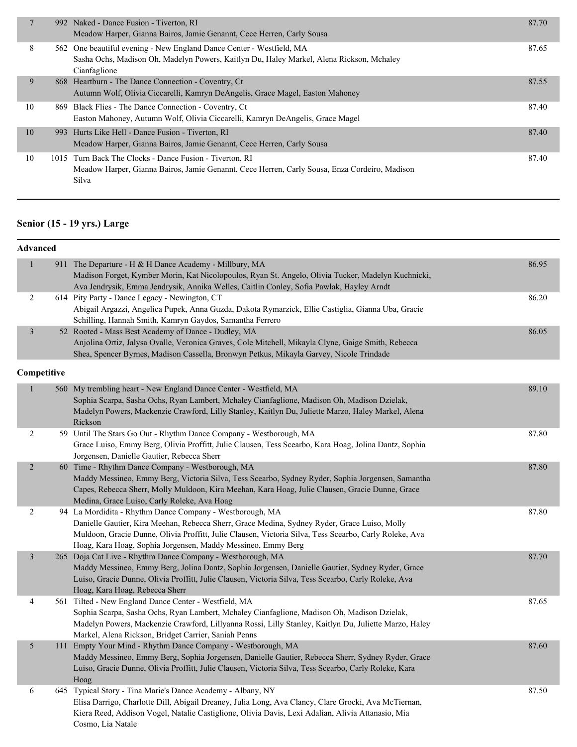| Place | No. | Routine / Studio / Dancers | Score |
|---|---|---|---|
| 7 | 992 | Naked - Dance Fusion - Tiverton, RI<br>Meadow Harper, Gianna Bairos, Jamie Genannt, Cece Herren, Carly Sousa | 87.70 |
| 8 | 562 | One beautiful evening - New England Dance Center - Westfield, MA<br>Sasha Ochs, Madison Oh, Madelyn Powers, Kaitlyn Du, Haley Markel, Alena Rickson, Mchaley Cianfaglione | 87.65 |
| 9 | 868 | Heartburn - The Dance Connection - Coventry, Ct<br>Autumn Wolf, Olivia Ciccarelli, Kamryn DeAngelis, Grace Magel, Easton Mahoney | 87.55 |
| 10 | 869 | Black Flies - The Dance Connection - Coventry, Ct<br>Easton Mahoney, Autumn Wolf, Olivia Ciccarelli, Kamryn DeAngelis, Grace Magel | 87.40 |
| 10 | 993 | Hurts Like Hell - Dance Fusion - Tiverton, RI<br>Meadow Harper, Gianna Bairos, Jamie Genannt, Cece Herren, Carly Sousa | 87.40 |
| 10 | 1015 | Turn Back The Clocks - Dance Fusion - Tiverton, RI<br>Meadow Harper, Gianna Bairos, Jamie Genannt, Cece Herren, Carly Sousa, Enza Cordeiro, Madison Silva | 87.40 |

## Senior (15 - 19 yrs.) Large

### Advanced

| Place | No. | Routine / Studio / Dancers | Score |
|---|---|---|---|
| 1 | 911 | The Departure - H & H Dance Academy - Millbury, MA<br>Madison Forget, Kymber Morin, Kat Nicolopoulos, Ryan St. Angelo, Olivia Tucker, Madelyn Kuchnicki, Ava Jendrysik, Emma Jendrysik, Annika Welles, Caitlin Conley, Sofia Pawlak, Hayley Arndt | 86.95 |
| 2 | 614 | Pity Party - Dance Legacy - Newington, CT<br>Abigail Argazzi, Angelica Pupek, Anna Guzda, Dakota Rymarzick, Ellie Castiglia, Gianna Uba, Gracie Schilling, Hannah Smith, Kamryn Gaydos, Samantha Ferrero | 86.20 |
| 3 | 52 | Rooted - Mass Best Academy of Dance - Dudley, MA<br>Anjolina Ortiz, Jalysa Ovalle, Veronica Graves, Cole Mitchell, Mikayla Clyne, Gaige Smith, Rebecca Shea, Spencer Byrnes, Madison Cassella, Bronwyn Petkus, Mikayla Garvey, Nicole Trindade | 86.05 |

### Competitive

| Place | No. | Routine / Studio / Dancers | Score |
|---|---|---|---|
| 1 | 560 | My trembling heart - New England Dance Center - Westfield, MA<br>Sophia Scarpa, Sasha Ochs, Ryan Lambert, Mchaley Cianfaglione, Madison Oh, Madison Dzielak, Madelyn Powers, Mackenzie Crawford, Lilly Stanley, Kaitlyn Du, Juliette Marzo, Haley Markel, Alena Rickson | 89.10 |
| 2 | 59 | Until The Stars Go Out - Rhythm Dance Company - Westborough, MA<br>Grace Luiso, Emmy Berg, Olivia Proffitt, Julie Clausen, Tess Scearbo, Kara Hoag, Jolina Dantz, Sophia Jorgensen, Danielle Gautier, Rebecca Sherr | 87.80 |
| 2 | 60 | Time - Rhythm Dance Company - Westborough, MA<br>Maddy Messineo, Emmy Berg, Victoria Silva, Tess Scearbo, Sydney Ryder, Sophia Jorgensen, Samantha Capes, Rebecca Sherr, Molly Muldoon, Kira Meehan, Kara Hoag, Julie Clausen, Gracie Dunne, Grace Medina, Grace Luiso, Carly Roleke, Ava Hoag | 87.80 |
| 2 | 94 | La Mordidita - Rhythm Dance Company - Westborough, MA<br>Danielle Gautier, Kira Meehan, Rebecca Sherr, Grace Medina, Sydney Ryder, Grace Luiso, Molly Muldoon, Gracie Dunne, Olivia Proffitt, Julie Clausen, Victoria Silva, Tess Scearbo, Carly Roleke, Ava Hoag, Kara Hoag, Sophia Jorgensen, Maddy Messineo, Emmy Berg | 87.80 |
| 3 | 265 | Doja Cat Live - Rhythm Dance Company - Westborough, MA<br>Maddy Messineo, Emmy Berg, Jolina Dantz, Sophia Jorgensen, Danielle Gautier, Sydney Ryder, Grace Luiso, Gracie Dunne, Olivia Proffitt, Julie Clausen, Victoria Silva, Tess Scearbo, Carly Roleke, Ava Hoag, Kara Hoag, Rebecca Sherr | 87.70 |
| 4 | 561 | Tilted - New England Dance Center - Westfield, MA<br>Sophia Scarpa, Sasha Ochs, Ryan Lambert, Mchaley Cianfaglione, Madison Oh, Madison Dzielak, Madelyn Powers, Mackenzie Crawford, Lillyanna Rossi, Lilly Stanley, Kaitlyn Du, Juliette Marzo, Haley Markel, Alena Rickson, Bridget Carrier, Saniah Penns | 87.65 |
| 5 | 111 | Empty Your Mind - Rhythm Dance Company - Westborough, MA<br>Maddy Messineo, Emmy Berg, Sophia Jorgensen, Danielle Gautier, Rebecca Sherr, Sydney Ryder, Grace Luiso, Gracie Dunne, Olivia Proffitt, Julie Clausen, Victoria Silva, Tess Scearbo, Carly Roleke, Kara Hoag | 87.60 |
| 6 | 645 | Typical Story - Tina Marie's Dance Academy - Albany, NY<br>Elisa Darrigo, Charlotte Dill, Abigail Dreaney, Julia Long, Ava Clancy, Clare Grocki, Ava McTiernan, Kiera Reed, Addison Vogel, Natalie Castiglione, Olivia Davis, Lexi Adalian, Alivia Attanasio, Mia Cosmo, Lia Natale | 87.50 |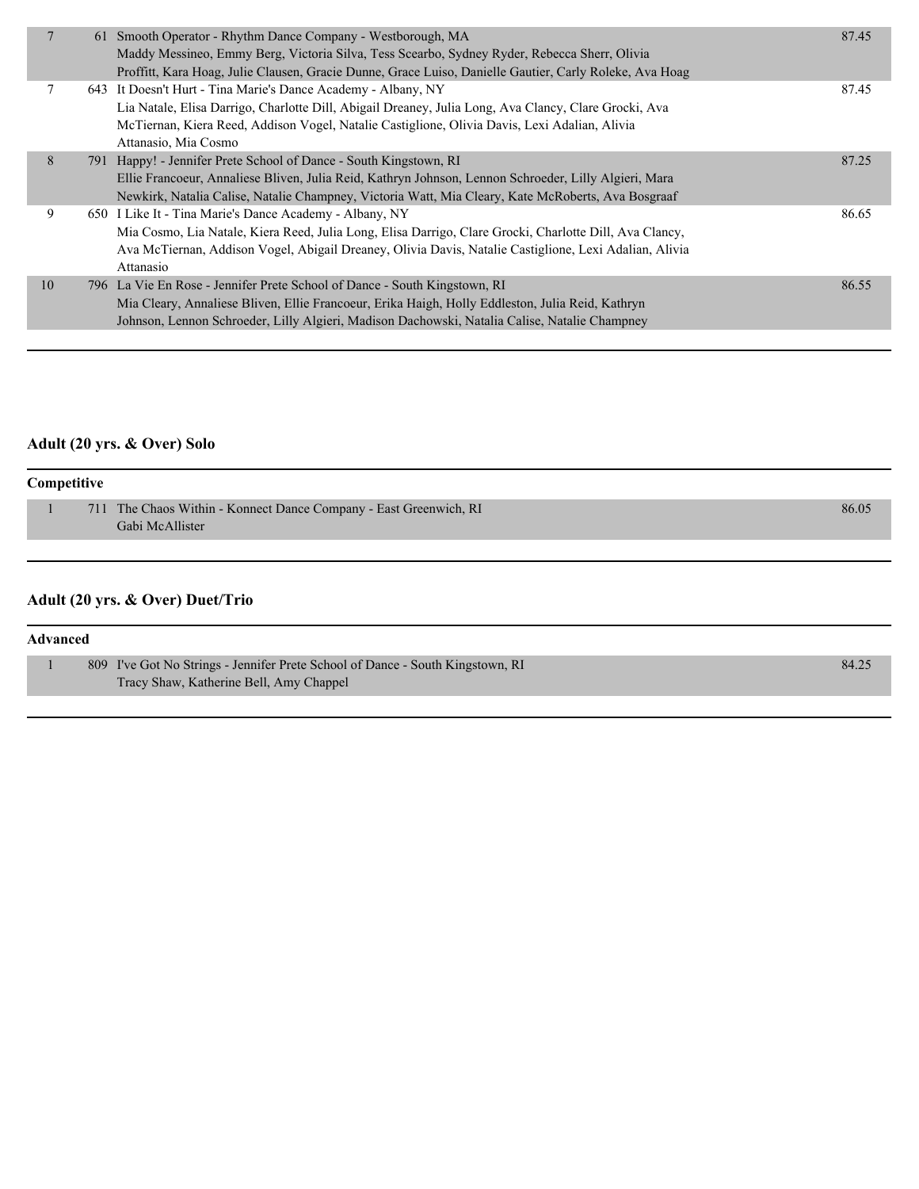| | | | |
|---|---|---|---|
| 7 | 61 | Smooth Operator - Rhythm Dance Company - Westborough, MA<br>Maddy Messineo, Emmy Berg, Victoria Silva, Tess Scearbo, Sydney Ryder, Rebecca Sherr, Olivia Proffitt, Kara Hoag, Julie Clausen, Gracie Dunne, Grace Luiso, Danielle Gautier, Carly Roleke, Ava Hoag | 87.45 |
| 7 | 643 | It Doesn't Hurt - Tina Marie's Dance Academy - Albany, NY<br>Lia Natale, Elisa Darrigo, Charlotte Dill, Abigail Dreaney, Julia Long, Ava Clancy, Clare Grocki, Ava McTiernan, Kiera Reed, Addison Vogel, Natalie Castiglione, Olivia Davis, Lexi Adalian, Alivia Attanasio, Mia Cosmo | 87.45 |
| 8 | 791 | Happy! - Jennifer Prete School of Dance - South Kingstown, RI<br>Ellie Francoeur, Annaliese Bliven, Julia Reid, Kathryn Johnson, Lennon Schroeder, Lilly Algieri, Mara Newkirk, Natalia Calise, Natalie Champney, Victoria Watt, Mia Cleary, Kate McRoberts, Ava Bosgraaf | 87.25 |
| 9 | 650 | I Like It - Tina Marie's Dance Academy - Albany, NY<br>Mia Cosmo, Lia Natale, Kiera Reed, Julia Long, Elisa Darrigo, Clare Grocki, Charlotte Dill, Ava Clancy, Ava McTiernan, Addison Vogel, Abigail Dreaney, Olivia Davis, Natalie Castiglione, Lexi Adalian, Alivia Attanasio | 86.65 |
| 10 | 796 | La Vie En Rose - Jennifer Prete School of Dance - South Kingstown, RI<br>Mia Cleary, Annaliese Bliven, Ellie Francoeur, Erika Haigh, Holly Eddleston, Julia Reid, Kathryn Johnson, Lennon Schroeder, Lilly Algieri, Madison Dachowski, Natalia Calise, Natalie Champney | 86.55 |

## Adult (20 yrs. & Over) Solo

**Competitive**

| | | | |
|---|---|---|---|
| 1 | 711 | The Chaos Within - Konnect Dance Company - East Greenwich, RI<br>Gabi McAllister | 86.05 |

## Adult (20 yrs. & Over) Duet/Trio

**Advanced**

| | | | |
|---|---|---|---|
| 1 | 809 | I've Got No Strings - Jennifer Prete School of Dance - South Kingstown, RI<br>Tracy Shaw, Katherine Bell, Amy Chappel | 84.25 |